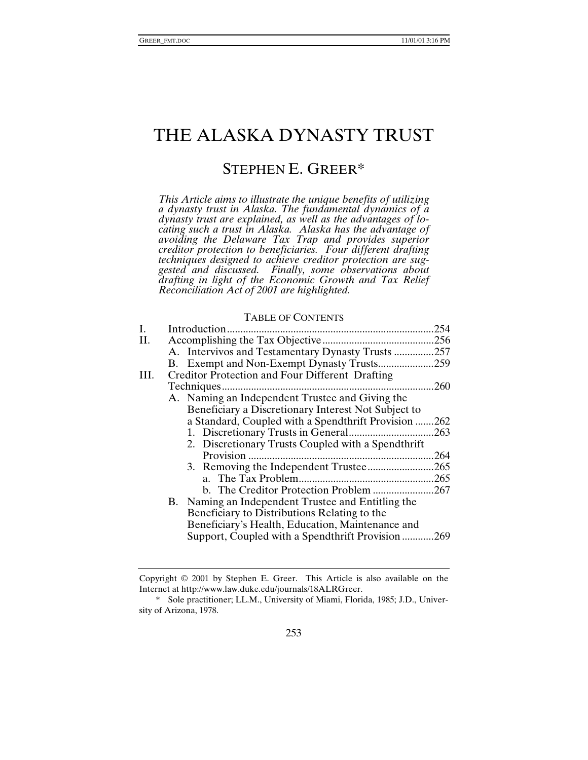# THE ALASKA DYNASTY TRUST

## STEPHEN E. GREER*

*This Article aims to illustrate the unique benefits of utilizing a dynasty trust in Alaska. The fundamental dynamics of a dynasty trust are explained, as well as the advantages of locating such a trust in Alaska. Alaska has the advantage of avoiding the Delaware Tax Trap and provides superior creditor protection to beneficiaries. Four different drafting techniques designed to achieve creditor protection are suggested and discussed. Finally, some observations about drafting in light of the Economic Growth and Tax Relief Reconciliation Act of 2001 are highlighted.*

TABLE OF CONTENTS

I. Introduction .............................................................................254

II. Accomplishing the Tax Objective ..........................................256

- A. Intervivos and Testamentary Dynasty Trusts ...............257
- B. Exempt and Non-Exempt Dynasty Trusts.....................259

III. Creditor Protection and Four Different Drafting Techniques...............................................................................260

- A. Naming an Independent Trustee and Giving the Beneficiary a Discretionary Interest Not Subject to a Standard, Coupled with a Spendthrift Provision .......262
  - 1. Discretionary Trusts in General................................263
  - 2. Discretionary Trusts Coupled with a Spendthrift Provision .....................................................................264
  - 3. Removing the Independent Trustee.........................265
    - a. The Tax Problem...................................................265
    - b. The Creditor Protection Problem .......................267
- B. Naming an Independent Trustee and Entitling the Beneficiary to Distributions Relating to the Beneficiary's Health, Education, Maintenance and Support, Coupled with a Spendthrift Provision ............269

---

Copyright © 2001 by Stephen E. Greer. This Article is also available on the Internet at http://www.law.duke.edu/journals/18ALRGreer.

\* Sole practitioner; LL.M., University of Miami, Florida, 1985; J.D., University of Arizona, 1978.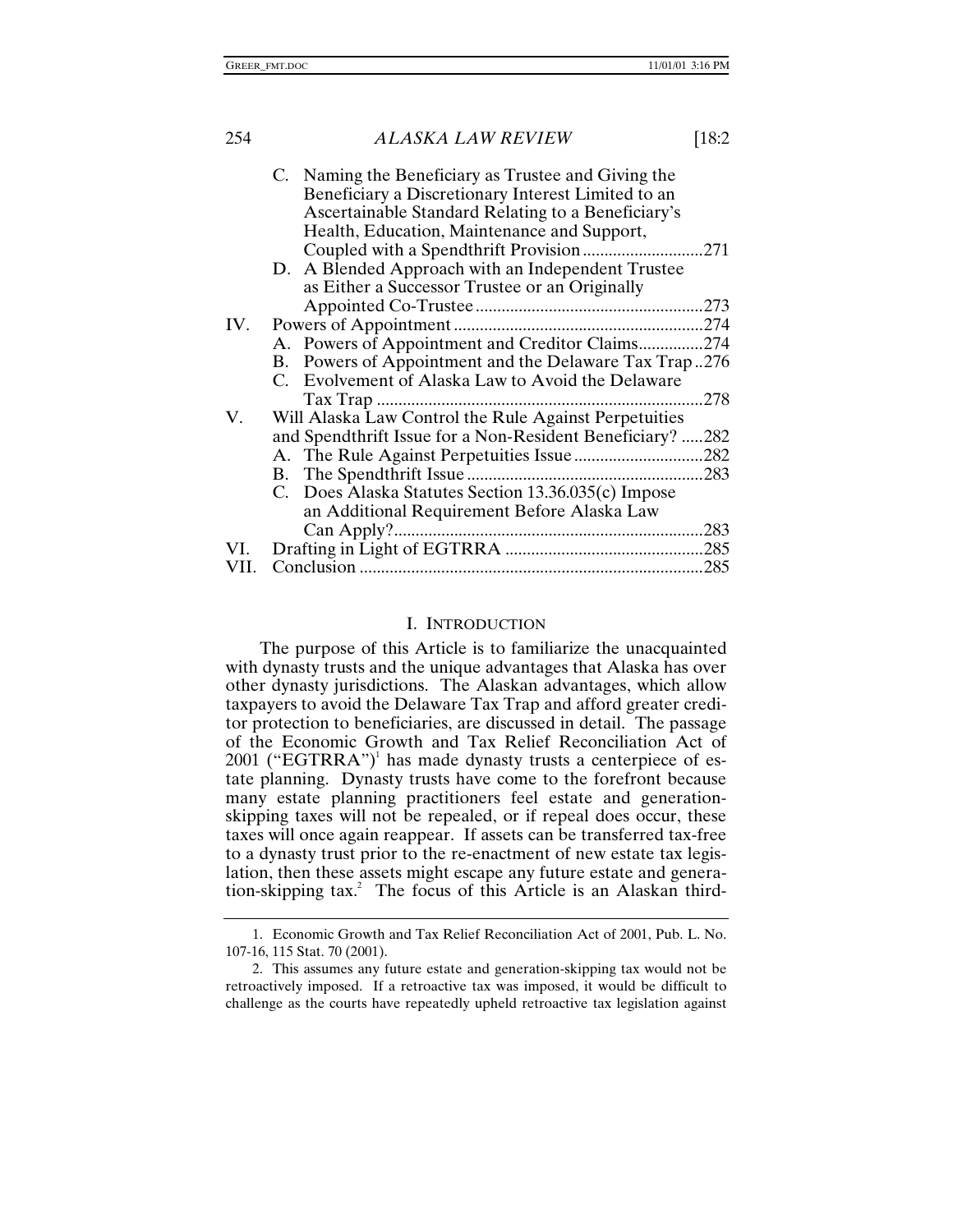C. Naming the Beneficiary as Trustee and Giving the Beneficiary a Discretionary Interest Limited to an Ascertainable Standard Relating to a Beneficiary's Health, Education, Maintenance and Support, Coupled with a Spendthrift Provision ....271
D. A Blended Approach with an Independent Trustee as Either a Successor Trustee or an Originally Appointed Co-Trustee ....273

IV. Powers of Appointment ....274
A. Powers of Appointment and Creditor Claims ....274
B. Powers of Appointment and the Delaware Tax Trap ..276
C. Evolvement of Alaska Law to Avoid the Delaware Tax Trap ....278

V. Will Alaska Law Control the Rule Against Perpetuities and Spendthrift Issue for a Non-Resident Beneficiary? .....282
A. The Rule Against Perpetuities Issue ....282
B. The Spendthrift Issue ....283
C. Does Alaska Statutes Section 13.36.035(c) Impose an Additional Requirement Before Alaska Law Can Apply? ....283

VI. Drafting in Light of EGTRRA ....285

VII. Conclusion ....285

## I. INTRODUCTION

The purpose of this Article is to familiarize the unacquainted with dynasty trusts and the unique advantages that Alaska has over other dynasty jurisdictions. The Alaskan advantages, which allow taxpayers to avoid the Delaware Tax Trap and afford greater creditor protection to beneficiaries, are discussed in detail. The passage of the Economic Growth and Tax Relief Reconciliation Act of 2001 ("EGTRRA")[1] has made dynasty trusts a centerpiece of estate planning. Dynasty trusts have come to the forefront because many estate planning practitioners feel estate and generation-skipping taxes will not be repealed, or if repeal does occur, these taxes will once again reappear. If assets can be transferred tax-free to a dynasty trust prior to the re-enactment of new estate tax legislation, then these assets might escape any future estate and generation-skipping tax.[2] The focus of this Article is an Alaskan third-

---

1. Economic Growth and Tax Relief Reconciliation Act of 2001, Pub. L. No. 107-16, 115 Stat. 70 (2001).

2. This assumes any future estate and generation-skipping tax would not be retroactively imposed. If a retroactive tax was imposed, it would be difficult to challenge as the courts have repeatedly upheld retroactive tax legislation against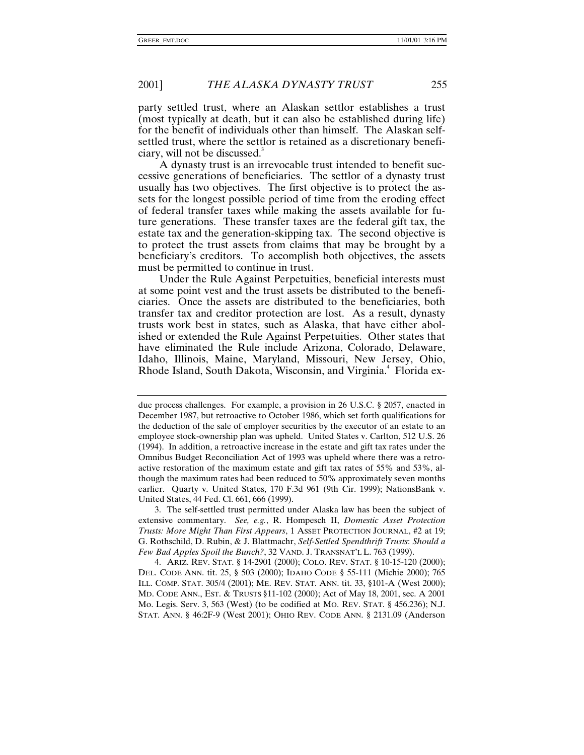party settled trust, where an Alaskan settlor establishes a trust (most typically at death, but it can also be established during life) for the benefit of individuals other than himself. The Alaskan self-settled trust, where the settlor is retained as a discretionary beneficiary, will not be discussed.[3]

A dynasty trust is an irrevocable trust intended to benefit successive generations of beneficiaries. The settlor of a dynasty trust usually has two objectives. The first objective is to protect the assets for the longest possible period of time from the eroding effect of federal transfer taxes while making the assets available for future generations. These transfer taxes are the federal gift tax, the estate tax and the generation-skipping tax. The second objective is to protect the trust assets from claims that may be brought by a beneficiary's creditors. To accomplish both objectives, the assets must be permitted to continue in trust.

Under the Rule Against Perpetuities, beneficial interests must at some point vest and the trust assets be distributed to the beneficiaries. Once the assets are distributed to the beneficiaries, both transfer tax and creditor protection are lost. As a result, dynasty trusts work best in states, such as Alaska, that have either abolished or extended the Rule Against Perpetuities. Other states that have eliminated the Rule include Arizona, Colorado, Delaware, Idaho, Illinois, Maine, Maryland, Missouri, New Jersey, Ohio, Rhode Island, South Dakota, Wisconsin, and Virginia.[4] Florida ex-

---

due process challenges. For example, a provision in 26 U.S.C. § 2057, enacted in December 1987, but retroactive to October 1986, which set forth qualifications for the deduction of the sale of employer securities by the executor of an estate to an employee stock-ownership plan was upheld. United States v. Carlton, 512 U.S. 26 (1994). In addition, a retroactive increase in the estate and gift tax rates under the Omnibus Budget Reconciliation Act of 1993 was upheld where there was a retroactive restoration of the maximum estate and gift tax rates of 55% and 53%, although the maximum rates had been reduced to 50% approximately seven months earlier. Quarty v. United States, 170 F.3d 961 (9th Cir. 1999); NationsBank v. United States, 44 Fed. Cl. 661, 666 (1999).

3. The self-settled trust permitted under Alaska law has been the subject of extensive commentary. *See, e.g.*, R. Hompesch II, *Domestic Asset Protection Trusts: More Might Than First Appears*, 1 ASSET PROTECTION JOURNAL, #2 at 19; G. Rothschild, D. Rubin, & J. Blattmachr, *Self-Settled Spendthrift Trusts*: *Should a Few Bad Apples Spoil the Bunch?*, 32 VAND. J. TRANSNAT'L L. 763 (1999).

4. ARIZ. REV. STAT. § 14-2901 (2000); COLO. REV. STAT. § 10-15-120 (2000); DEL. CODE ANN. tit. 25, § 503 (2000); IDAHO CODE § 55-111 (Michie 2000); 765 ILL. COMP. STAT. 305/4 (2001); ME. REV. STAT. ANN. tit. 33, §101-A (West 2000); MD. CODE ANN., EST. & TRUSTS §11-102 (2000); Act of May 18, 2001, sec. A 2001 MO. Legis. Serv. 3, 563 (West) (to be codified at MO. REV. STAT. § 456.236); N.J. STAT. ANN. § 46:2F-9 (West 2001); OHIO REV. CODE ANN. § 2131.09 (Anderson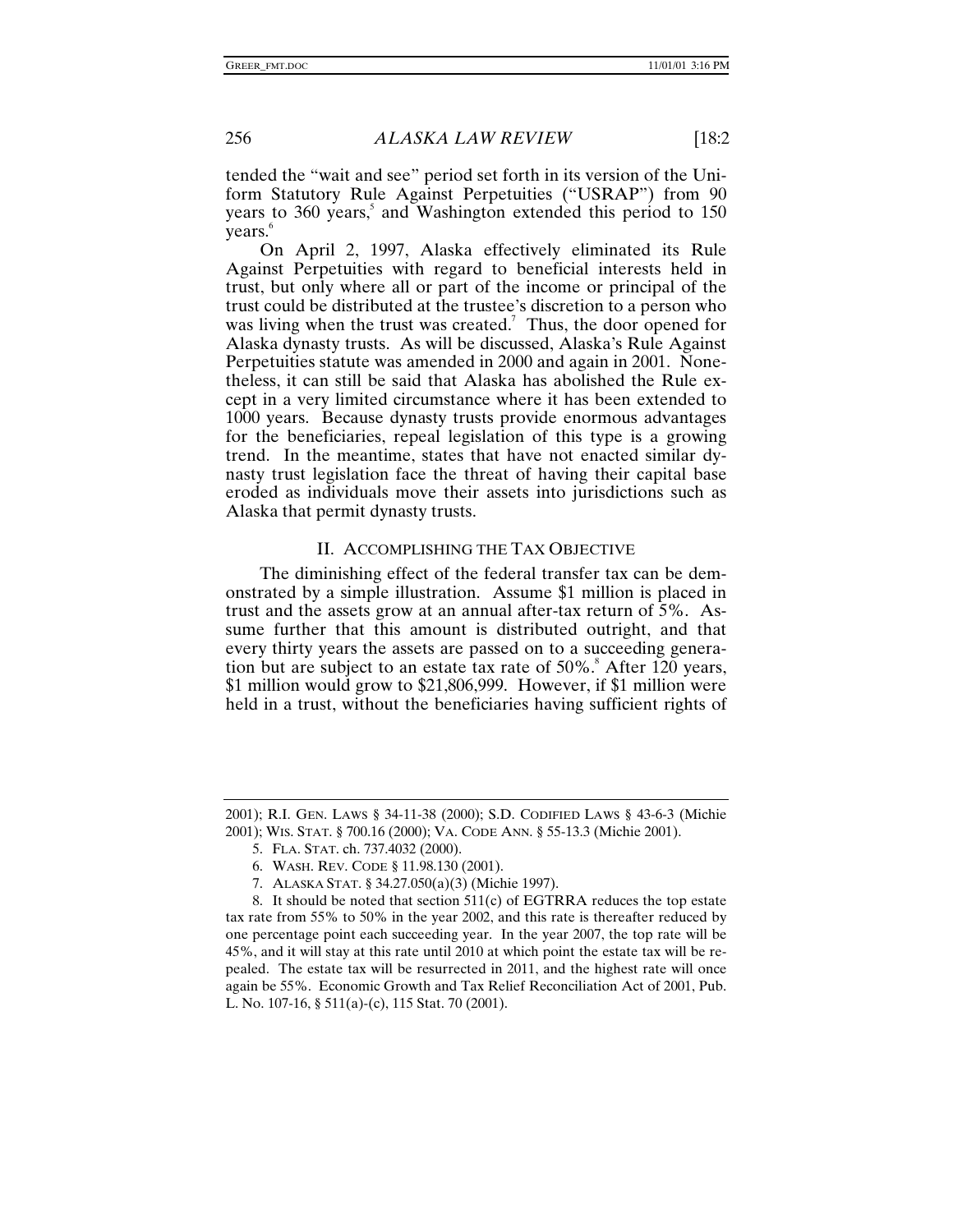tended the "wait and see" period set forth in its version of the Uniform Statutory Rule Against Perpetuities ("USRAP") from 90 years to 360 years,[5] and Washington extended this period to 150 years.[6]

On April 2, 1997, Alaska effectively eliminated its Rule Against Perpetuities with regard to beneficial interests held in trust, but only where all or part of the income or principal of the trust could be distributed at the trustee's discretion to a person who was living when the trust was created.[7] Thus, the door opened for Alaska dynasty trusts. As will be discussed, Alaska's Rule Against Perpetuities statute was amended in 2000 and again in 2001. Nonetheless, it can still be said that Alaska has abolished the Rule except in a very limited circumstance where it has been extended to 1000 years. Because dynasty trusts provide enormous advantages for the beneficiaries, repeal legislation of this type is a growing trend. In the meantime, states that have not enacted similar dynasty trust legislation face the threat of having their capital base eroded as individuals move their assets into jurisdictions such as Alaska that permit dynasty trusts.

## II. ACCOMPLISHING THE TAX OBJECTIVE

The diminishing effect of the federal transfer tax can be demonstrated by a simple illustration. Assume $1 million is placed in trust and the assets grow at an annual after-tax return of 5%. Assume further that this amount is distributed outright, and that every thirty years the assets are passed on to a succeeding generation but are subject to an estate tax rate of 50%.[8] After 120 years, $1 million would grow to $21,806,999. However, if $1 million were held in a trust, without the beneficiaries having sufficient rights of

---

2001); R.I. GEN. LAWS § 34-11-38 (2000); S.D. CODIFIED LAWS § 43-6-3 (Michie 2001); WIS. STAT. § 700.16 (2000); VA. CODE ANN. § 55-13.3 (Michie 2001).

5. FLA. STAT. ch. 737.4032 (2000).

6. WASH. REV. CODE § 11.98.130 (2001).

7. ALASKA STAT. § 34.27.050(a)(3) (Michie 1997).

8. It should be noted that section 511(c) of EGTRRA reduces the top estate tax rate from 55% to 50% in the year 2002, and this rate is thereafter reduced by one percentage point each succeeding year. In the year 2007, the top rate will be 45%, and it will stay at this rate until 2010 at which point the estate tax will be repealed. The estate tax will be resurrected in 2011, and the highest rate will once again be 55%. Economic Growth and Tax Relief Reconciliation Act of 2001, Pub. L. No. 107-16, § 511(a)-(c), 115 Stat. 70 (2001).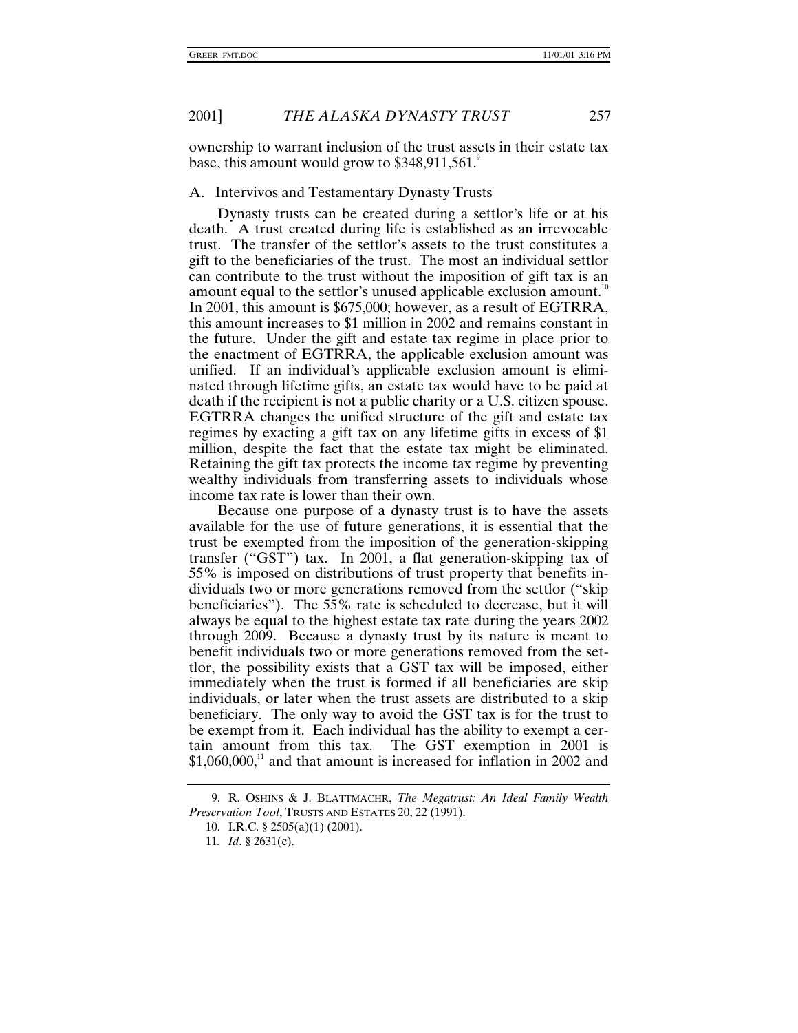ownership to warrant inclusion of the trust assets in their estate tax base, this amount would grow to $348,911,561.[9]

### A. Intervivos and Testamentary Dynasty Trusts

Dynasty trusts can be created during a settlor's life or at his death. A trust created during life is established as an irrevocable trust. The transfer of the settlor's assets to the trust constitutes a gift to the beneficiaries of the trust. The most an individual settlor can contribute to the trust without the imposition of gift tax is an amount equal to the settlor's unused applicable exclusion amount.[10] In 2001, this amount is $675,000; however, as a result of EGTRRA, this amount increases to $1 million in 2002 and remains constant in the future. Under the gift and estate tax regime in place prior to the enactment of EGTRRA, the applicable exclusion amount was unified. If an individual's applicable exclusion amount is eliminated through lifetime gifts, an estate tax would have to be paid at death if the recipient is not a public charity or a U.S. citizen spouse. EGTRRA changes the unified structure of the gift and estate tax regimes by exacting a gift tax on any lifetime gifts in excess of $1 million, despite the fact that the estate tax might be eliminated. Retaining the gift tax protects the income tax regime by preventing wealthy individuals from transferring assets to individuals whose income tax rate is lower than their own.

Because one purpose of a dynasty trust is to have the assets available for the use of future generations, it is essential that the trust be exempted from the imposition of the generation-skipping transfer ("GST") tax. In 2001, a flat generation-skipping tax of 55% is imposed on distributions of trust property that benefits individuals two or more generations removed from the settlor ("skip beneficiaries"). The 55% rate is scheduled to decrease, but it will always be equal to the highest estate tax rate during the years 2002 through 2009. Because a dynasty trust by its nature is meant to benefit individuals two or more generations removed from the settlor, the possibility exists that a GST tax will be imposed, either immediately when the trust is formed if all beneficiaries are skip individuals, or later when the trust assets are distributed to a skip beneficiary. The only way to avoid the GST tax is for the trust to be exempt from it. Each individual has the ability to exempt a certain amount from this tax. The GST exemption in 2001 is $1,060,000,[11] and that amount is increased for inflation in 2002 and

---

9. R. OSHINS & J. BLATTMACHR, *The Megatrust: An Ideal Family Wealth Preservation Tool*, TRUSTS AND ESTATES 20, 22 (1991).

10. I.R.C. § 2505(a)(1) (2001).

11. *Id*. § 2631(c).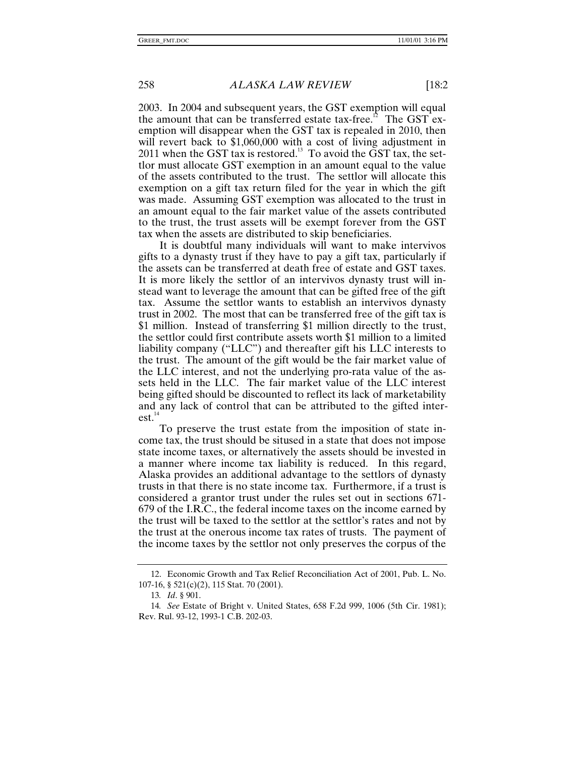2003. In 2004 and subsequent years, the GST exemption will equal the amount that can be transferred estate tax-free.[12] The GST exemption will disappear when the GST tax is repealed in 2010, then will revert back to $1,060,000 with a cost of living adjustment in 2011 when the GST tax is restored.[13] To avoid the GST tax, the settlor must allocate GST exemption in an amount equal to the value of the assets contributed to the trust. The settlor will allocate this exemption on a gift tax return filed for the year in which the gift was made. Assuming GST exemption was allocated to the trust in an amount equal to the fair market value of the assets contributed to the trust, the trust assets will be exempt forever from the GST tax when the assets are distributed to skip beneficiaries.

It is doubtful many individuals will want to make intervivos gifts to a dynasty trust if they have to pay a gift tax, particularly if the assets can be transferred at death free of estate and GST taxes. It is more likely the settlor of an intervivos dynasty trust will instead want to leverage the amount that can be gifted free of the gift tax. Assume the settlor wants to establish an intervivos dynasty trust in 2002. The most that can be transferred free of the gift tax is $1 million. Instead of transferring $1 million directly to the trust, the settlor could first contribute assets worth $1 million to a limited liability company ("LLC") and thereafter gift his LLC interests to the trust. The amount of the gift would be the fair market value of the LLC interest, and not the underlying pro-rata value of the assets held in the LLC. The fair market value of the LLC interest being gifted should be discounted to reflect its lack of marketability and any lack of control that can be attributed to the gifted interest.[14]

To preserve the trust estate from the imposition of state income tax, the trust should be sitused in a state that does not impose state income taxes, or alternatively the assets should be invested in a manner where income tax liability is reduced. In this regard, Alaska provides an additional advantage to the settlors of dynasty trusts in that there is no state income tax. Furthermore, if a trust is considered a grantor trust under the rules set out in sections 671-679 of the I.R.C., the federal income taxes on the income earned by the trust will be taxed to the settlor at the settlor's rates and not by the trust at the onerous income tax rates of trusts. The payment of the income taxes by the settlor not only preserves the corpus of the

---

12. Economic Growth and Tax Relief Reconciliation Act of 2001, Pub. L. No. 107-16, § 521(c)(2), 115 Stat. 70 (2001).

13. *Id*. § 901.

14. *See* Estate of Bright v. United States, 658 F.2d 999, 1006 (5th Cir. 1981); Rev. Rul. 93-12, 1993-1 C.B. 202-03.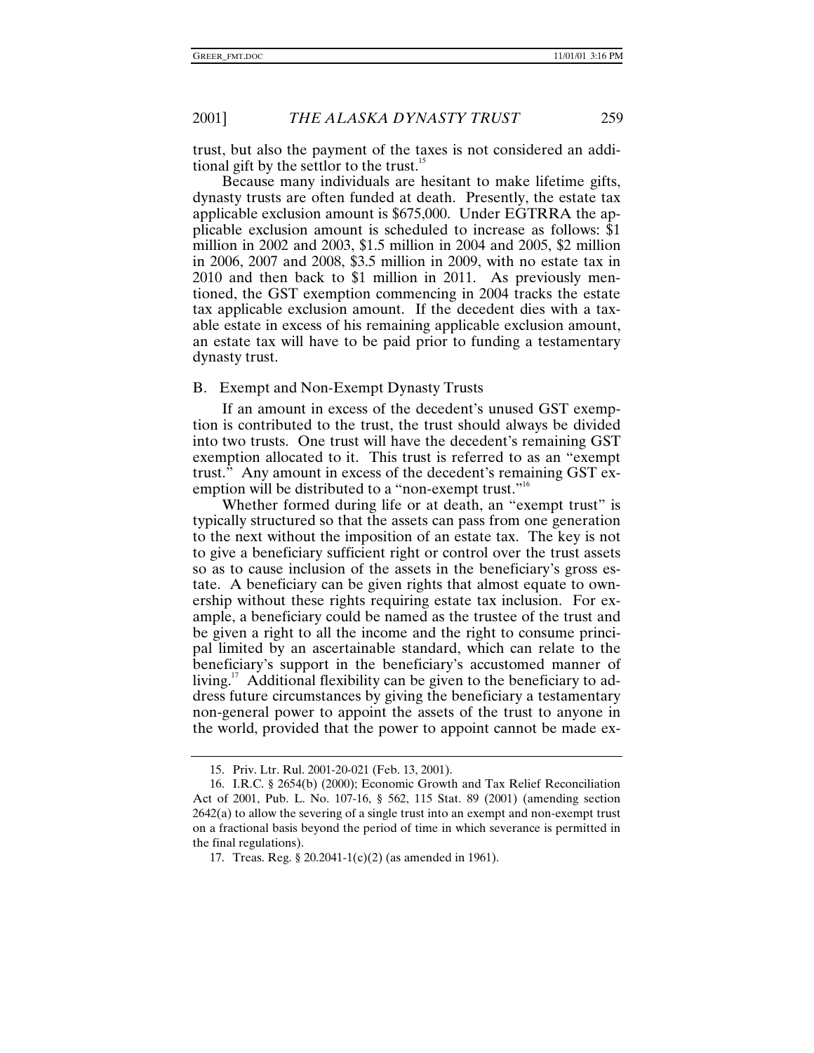trust, but also the payment of the taxes is not considered an additional gift by the settlor to the trust.[15]

Because many individuals are hesitant to make lifetime gifts, dynasty trusts are often funded at death. Presently, the estate tax applicable exclusion amount is $675,000. Under EGTRRA the applicable exclusion amount is scheduled to increase as follows: $1 million in 2002 and 2003, $1.5 million in 2004 and 2005, $2 million in 2006, 2007 and 2008, $3.5 million in 2009, with no estate tax in 2010 and then back to $1 million in 2011. As previously mentioned, the GST exemption commencing in 2004 tracks the estate tax applicable exclusion amount. If the decedent dies with a taxable estate in excess of his remaining applicable exclusion amount, an estate tax will have to be paid prior to funding a testamentary dynasty trust.

## B. Exempt and Non-Exempt Dynasty Trusts

If an amount in excess of the decedent's unused GST exemption is contributed to the trust, the trust should always be divided into two trusts. One trust will have the decedent's remaining GST exemption allocated to it. This trust is referred to as an "exempt trust." Any amount in excess of the decedent's remaining GST exemption will be distributed to a "non-exempt trust."[16]

Whether formed during life or at death, an "exempt trust" is typically structured so that the assets can pass from one generation to the next without the imposition of an estate tax. The key is not to give a beneficiary sufficient right or control over the trust assets so as to cause inclusion of the assets in the beneficiary's gross estate. A beneficiary can be given rights that almost equate to ownership without these rights requiring estate tax inclusion. For example, a beneficiary could be named as the trustee of the trust and be given a right to all the income and the right to consume principal limited by an ascertainable standard, which can relate to the beneficiary's support in the beneficiary's accustomed manner of living.[17] Additional flexibility can be given to the beneficiary to address future circumstances by giving the beneficiary a testamentary non-general power to appoint the assets of the trust to anyone in the world, provided that the power to appoint cannot be made ex-

---

15. Priv. Ltr. Rul. 2001-20-021 (Feb. 13, 2001).

16. I.R.C. § 2654(b) (2000); Economic Growth and Tax Relief Reconciliation Act of 2001, Pub. L. No. 107-16, § 562, 115 Stat. 89 (2001) (amending section 2642(a) to allow the severing of a single trust into an exempt and non-exempt trust on a fractional basis beyond the period of time in which severance is permitted in the final regulations).

17. Treas. Reg. § 20.2041-1(c)(2) (as amended in 1961).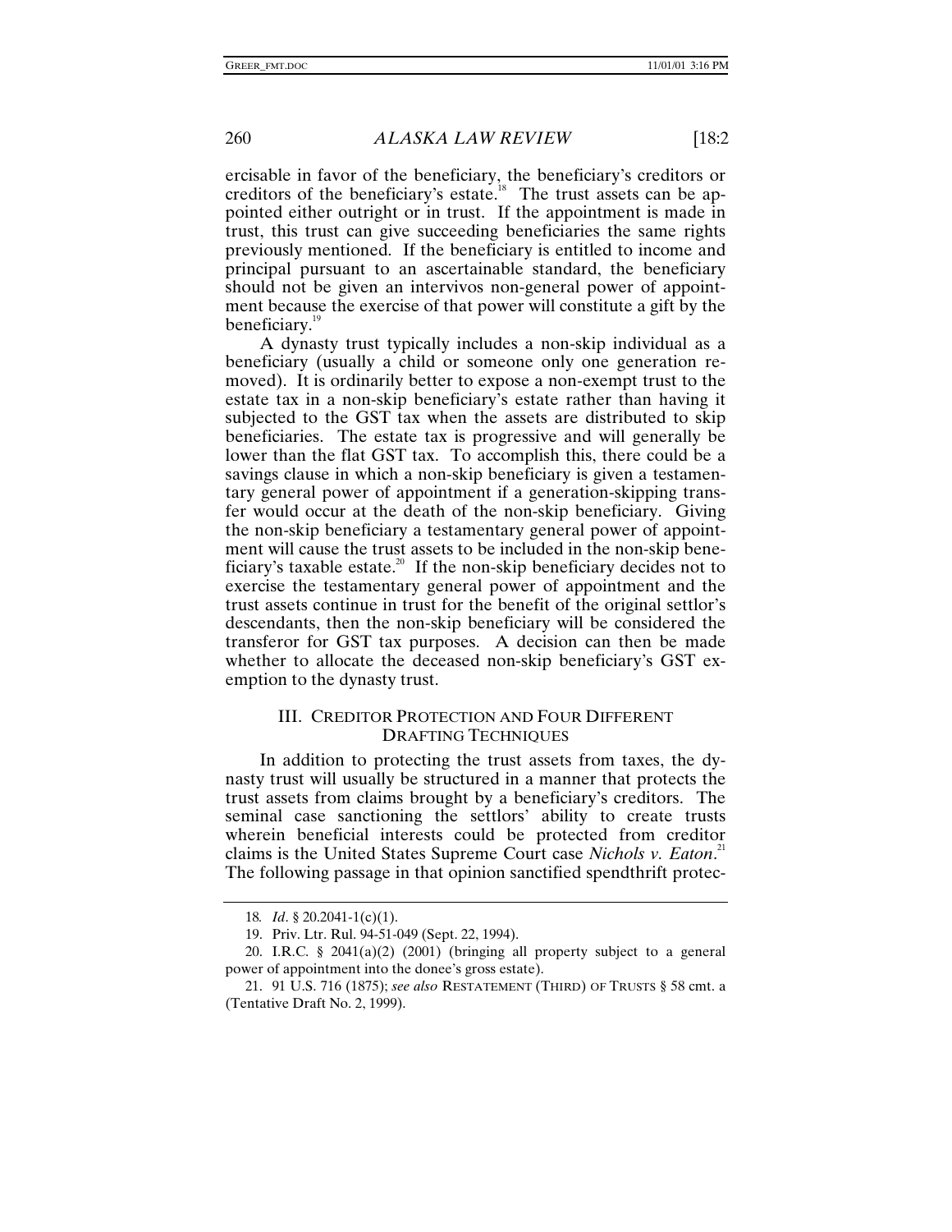ercisable in favor of the beneficiary, the beneficiary's creditors or creditors of the beneficiary's estate.[18] The trust assets can be appointed either outright or in trust. If the appointment is made in trust, this trust can give succeeding beneficiaries the same rights previously mentioned. If the beneficiary is entitled to income and principal pursuant to an ascertainable standard, the beneficiary should not be given an intervivos non-general power of appointment because the exercise of that power will constitute a gift by the beneficiary.[19]

A dynasty trust typically includes a non-skip individual as a beneficiary (usually a child or someone only one generation removed). It is ordinarily better to expose a non-exempt trust to the estate tax in a non-skip beneficiary's estate rather than having it subjected to the GST tax when the assets are distributed to skip beneficiaries. The estate tax is progressive and will generally be lower than the flat GST tax. To accomplish this, there could be a savings clause in which a non-skip beneficiary is given a testamentary general power of appointment if a generation-skipping transfer would occur at the death of the non-skip beneficiary. Giving the non-skip beneficiary a testamentary general power of appointment will cause the trust assets to be included in the non-skip beneficiary's taxable estate.[20] If the non-skip beneficiary decides not to exercise the testamentary general power of appointment and the trust assets continue in trust for the benefit of the original settlor's descendants, then the non-skip beneficiary will be considered the transferor for GST tax purposes. A decision can then be made whether to allocate the deceased non-skip beneficiary's GST exemption to the dynasty trust.

## III. CREDITOR PROTECTION AND FOUR DIFFERENT DRAFTING TECHNIQUES

In addition to protecting the trust assets from taxes, the dynasty trust will usually be structured in a manner that protects the trust assets from claims brought by a beneficiary's creditors. The seminal case sanctioning the settlors' ability to create trusts wherein beneficial interests could be protected from creditor claims is the United States Supreme Court case *Nichols v. Eaton*.[21] The following passage in that opinion sanctified spendthrift protec-

---

18. *Id*. § 20.2041-1(c)(1).

19. Priv. Ltr. Rul. 94-51-049 (Sept. 22, 1994).

20. I.R.C. § 2041(a)(2) (2001) (bringing all property subject to a general power of appointment into the donee's gross estate).

21. 91 U.S. 716 (1875); *see also* RESTATEMENT (THIRD) OF TRUSTS § 58 cmt. a (Tentative Draft No. 2, 1999).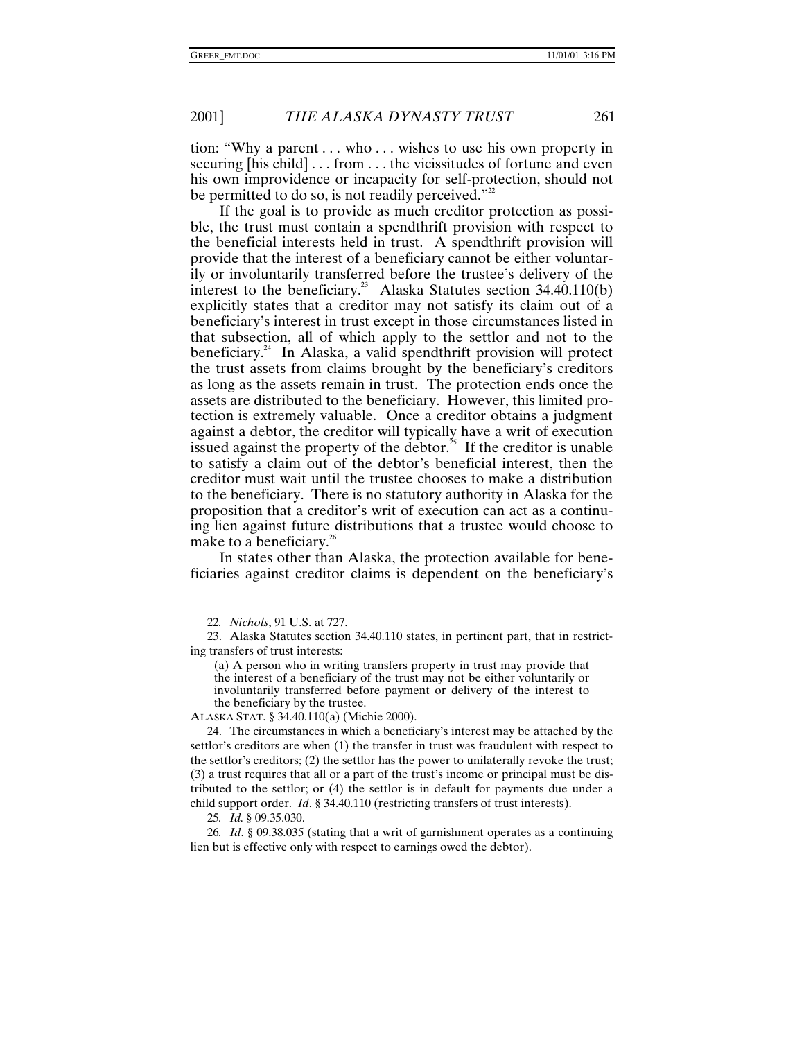tion: "Why a parent . . . who . . . wishes to use his own property in securing [his child] . . . from . . . the vicissitudes of fortune and even his own improvidence or incapacity for self-protection, should not be permitted to do so, is not readily perceived."[22]

If the goal is to provide as much creditor protection as possible, the trust must contain a spendthrift provision with respect to the beneficial interests held in trust. A spendthrift provision will provide that the interest of a beneficiary cannot be either voluntarily or involuntarily transferred before the trustee's delivery of the interest to the beneficiary.[23] Alaska Statutes section 34.40.110(b) explicitly states that a creditor may not satisfy its claim out of a beneficiary's interest in trust except in those circumstances listed in that subsection, all of which apply to the settlor and not to the beneficiary.[24] In Alaska, a valid spendthrift provision will protect the trust assets from claims brought by the beneficiary's creditors as long as the assets remain in trust. The protection ends once the assets are distributed to the beneficiary. However, this limited protection is extremely valuable. Once a creditor obtains a judgment against a debtor, the creditor will typically have a writ of execution issued against the property of the debtor.[25] If the creditor is unable to satisfy a claim out of the debtor's beneficial interest, then the creditor must wait until the trustee chooses to make a distribution to the beneficiary. There is no statutory authority in Alaska for the proposition that a creditor's writ of execution can act as a continuing lien against future distributions that a trustee would choose to make to a beneficiary.[26]

In states other than Alaska, the protection available for beneficiaries against creditor claims is dependent on the beneficiary's

---

22. *Nichols*, 91 U.S. at 727.

23. Alaska Statutes section 34.40.110 states, in pertinent part, that in restricting transfers of trust interests:

> (a) A person who in writing transfers property in trust may provide that the interest of a beneficiary of the trust may not be either voluntarily or involuntarily transferred before payment or delivery of the interest to the beneficiary by the trustee.

ALASKA STAT. § 34.40.110(a) (Michie 2000).

24. The circumstances in which a beneficiary's interest may be attached by the settlor's creditors are when (1) the transfer in trust was fraudulent with respect to the settlor's creditors; (2) the settlor has the power to unilaterally revoke the trust; (3) a trust requires that all or a part of the trust's income or principal must be distributed to the settlor; or (4) the settlor is in default for payments due under a child support order. *Id*. § 34.40.110 (restricting transfers of trust interests).

25. *Id.* § 09.35.030.

26. *Id*. § 09.38.035 (stating that a writ of garnishment operates as a continuing lien but is effective only with respect to earnings owed the debtor).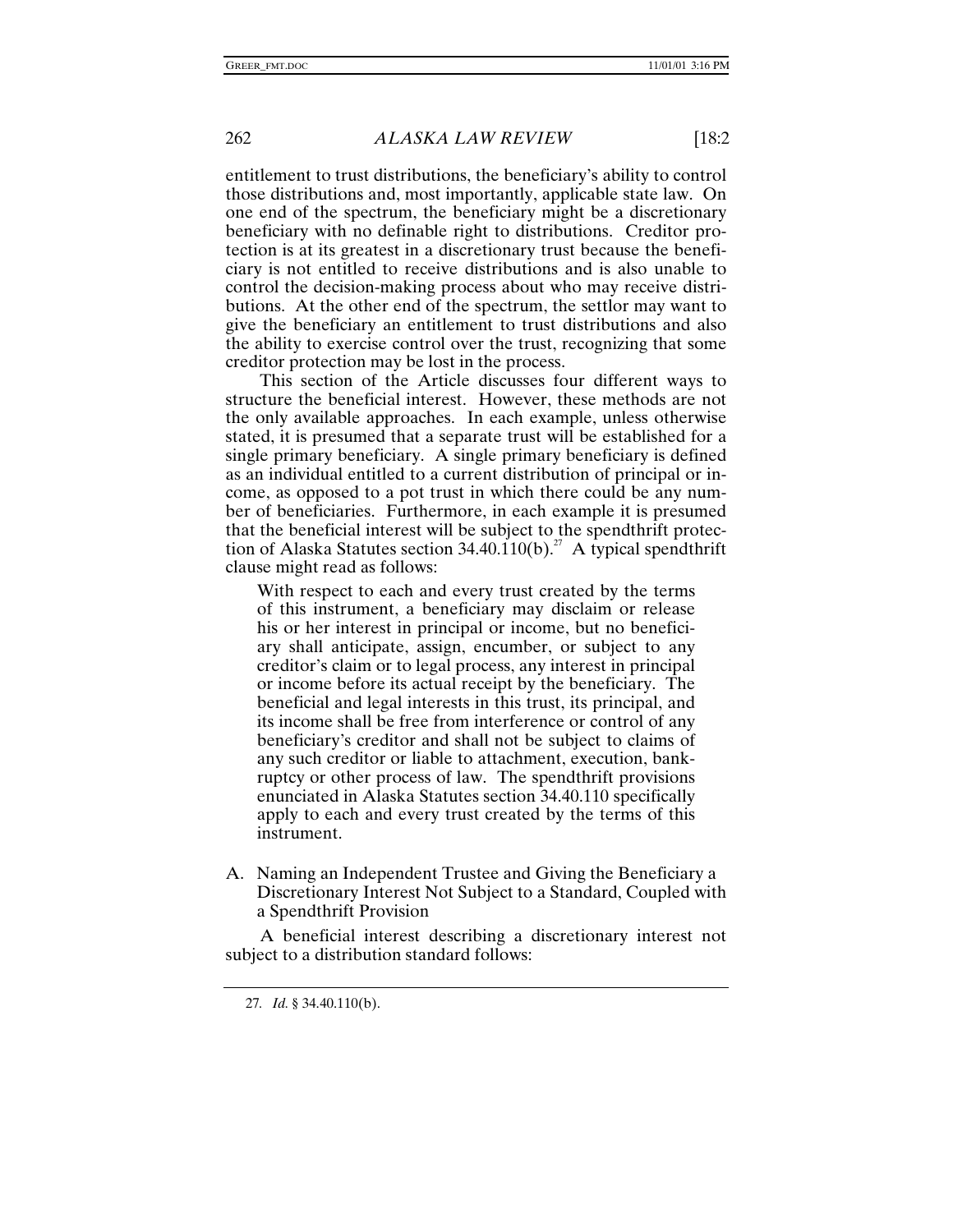entitlement to trust distributions, the beneficiary's ability to control those distributions and, most importantly, applicable state law. On one end of the spectrum, the beneficiary might be a discretionary beneficiary with no definable right to distributions. Creditor protection is at its greatest in a discretionary trust because the beneficiary is not entitled to receive distributions and is also unable to control the decision-making process about who may receive distributions. At the other end of the spectrum, the settlor may want to give the beneficiary an entitlement to trust distributions and also the ability to exercise control over the trust, recognizing that some creditor protection may be lost in the process.

This section of the Article discusses four different ways to structure the beneficial interest. However, these methods are not the only available approaches. In each example, unless otherwise stated, it is presumed that a separate trust will be established for a single primary beneficiary. A single primary beneficiary is defined as an individual entitled to a current distribution of principal or income, as opposed to a pot trust in which there could be any number of beneficiaries. Furthermore, in each example it is presumed that the beneficial interest will be subject to the spendthrift protection of Alaska Statutes section 34.40.110(b).[27] A typical spendthrift clause might read as follows:

> With respect to each and every trust created by the terms of this instrument, a beneficiary may disclaim or release his or her interest in principal or income, but no beneficiary shall anticipate, assign, encumber, or subject to any creditor's claim or to legal process, any interest in principal or income before its actual receipt by the beneficiary. The beneficial and legal interests in this trust, its principal, and its income shall be free from interference or control of any beneficiary's creditor and shall not be subject to claims of any such creditor or liable to attachment, execution, bankruptcy or other process of law. The spendthrift provisions enunciated in Alaska Statutes section 34.40.110 specifically apply to each and every trust created by the terms of this instrument.

### A. Naming an Independent Trustee and Giving the Beneficiary a Discretionary Interest Not Subject to a Standard, Coupled with a Spendthrift Provision

A beneficial interest describing a discretionary interest not subject to a distribution standard follows:

---

27. *Id.* § 34.40.110(b).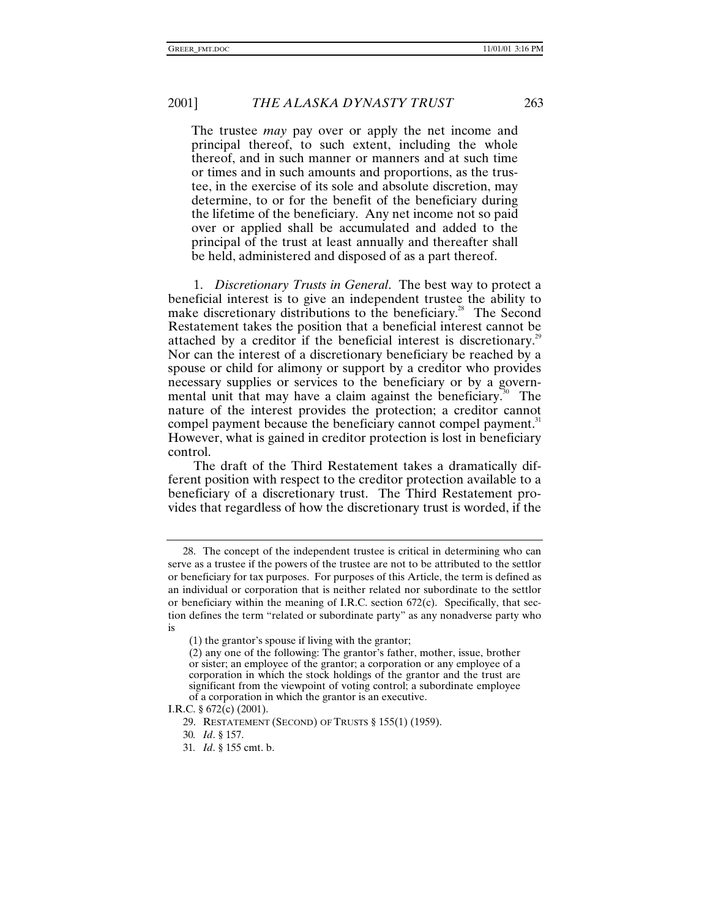> The trustee *may* pay over or apply the net income and principal thereof, to such extent, including the whole thereof, and in such manner or manners and at such time or times and in such amounts and proportions, as the trustee, in the exercise of its sole and absolute discretion, may determine, to or for the benefit of the beneficiary during the lifetime of the beneficiary. Any net income not so paid over or applied shall be accumulated and added to the principal of the trust at least annually and thereafter shall be held, administered and disposed of as a part thereof.

1. *Discretionary Trusts in General*. The best way to protect a beneficial interest is to give an independent trustee the ability to make discretionary distributions to the beneficiary.[28] The Second Restatement takes the position that a beneficial interest cannot be attached by a creditor if the beneficial interest is discretionary.[29] Nor can the interest of a discretionary beneficiary be reached by a spouse or child for alimony or support by a creditor who provides necessary supplies or services to the beneficiary or by a governmental unit that may have a claim against the beneficiary.[30] The nature of the interest provides the protection; a creditor cannot compel payment because the beneficiary cannot compel payment.[31] However, what is gained in creditor protection is lost in beneficiary control.

The draft of the Third Restatement takes a dramatically different position with respect to the creditor protection available to a beneficiary of a discretionary trust. The Third Restatement provides that regardless of how the discretionary trust is worded, if the

---

28. The concept of the independent trustee is critical in determining who can serve as a trustee if the powers of the trustee are not to be attributed to the settlor or beneficiary for tax purposes. For purposes of this Article, the term is defined as an individual or corporation that is neither related nor subordinate to the settlor or beneficiary within the meaning of I.R.C. section 672(c). Specifically, that section defines the term "related or subordinate party" as any nonadverse party who is

> (1) the grantor's spouse if living with the grantor;
>
> (2) any one of the following: The grantor's father, mother, issue, brother or sister; an employee of the grantor; a corporation or any employee of a corporation in which the stock holdings of the grantor and the trust are significant from the viewpoint of voting control; a subordinate employee of a corporation in which the grantor is an executive.

I.R.C. § 672(c) (2001).

29. RESTATEMENT (SECOND) OF TRUSTS § 155(1) (1959).

30. *Id*. § 157.

31. *Id*. § 155 cmt. b.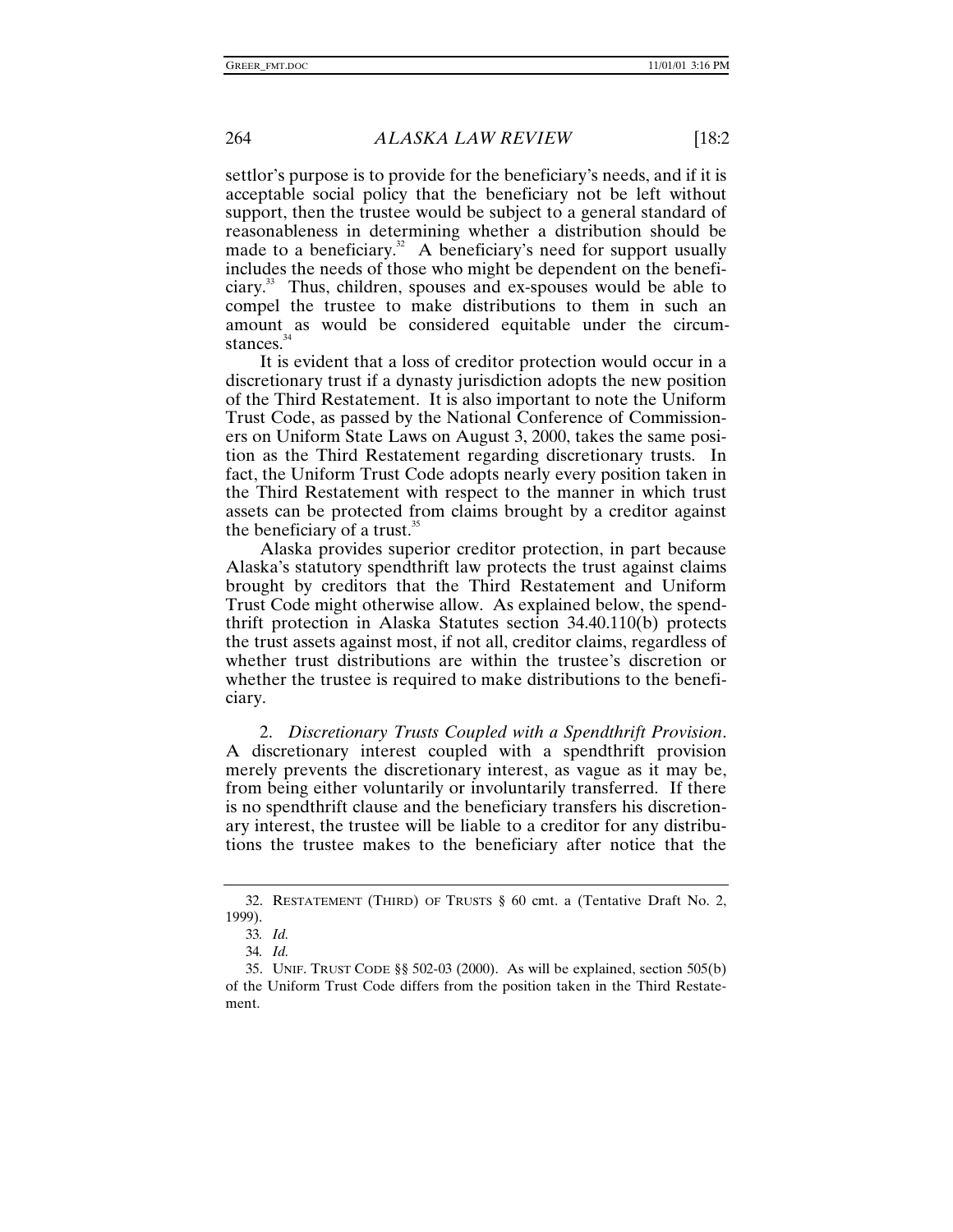settlor's purpose is to provide for the beneficiary's needs, and if it is acceptable social policy that the beneficiary not be left without support, then the trustee would be subject to a general standard of reasonableness in determining whether a distribution should be made to a beneficiary.[32] A beneficiary's need for support usually includes the needs of those who might be dependent on the beneficiary.[33] Thus, children, spouses and ex-spouses would be able to compel the trustee to make distributions to them in such an amount as would be considered equitable under the circumstances.[34]

It is evident that a loss of creditor protection would occur in a discretionary trust if a dynasty jurisdiction adopts the new position of the Third Restatement. It is also important to note the Uniform Trust Code, as passed by the National Conference of Commissioners on Uniform State Laws on August 3, 2000, takes the same position as the Third Restatement regarding discretionary trusts. In fact, the Uniform Trust Code adopts nearly every position taken in the Third Restatement with respect to the manner in which trust assets can be protected from claims brought by a creditor against the beneficiary of a trust.[35]

Alaska provides superior creditor protection, in part because Alaska's statutory spendthrift law protects the trust against claims brought by creditors that the Third Restatement and Uniform Trust Code might otherwise allow. As explained below, the spendthrift protection in Alaska Statutes section 34.40.110(b) protects the trust assets against most, if not all, creditor claims, regardless of whether trust distributions are within the trustee's discretion or whether the trustee is required to make distributions to the beneficiary.

2. *Discretionary Trusts Coupled with a Spendthrift Provision*. A discretionary interest coupled with a spendthrift provision merely prevents the discretionary interest, as vague as it may be, from being either voluntarily or involuntarily transferred. If there is no spendthrift clause and the beneficiary transfers his discretionary interest, the trustee will be liable to a creditor for any distributions the trustee makes to the beneficiary after notice that the

---

32. RESTATEMENT (THIRD) OF TRUSTS § 60 cmt. a (Tentative Draft No. 2, 1999).

33. *Id.*

34. *Id.*

35. UNIF. TRUST CODE §§ 502-03 (2000). As will be explained, section 505(b) of the Uniform Trust Code differs from the position taken in the Third Restatement.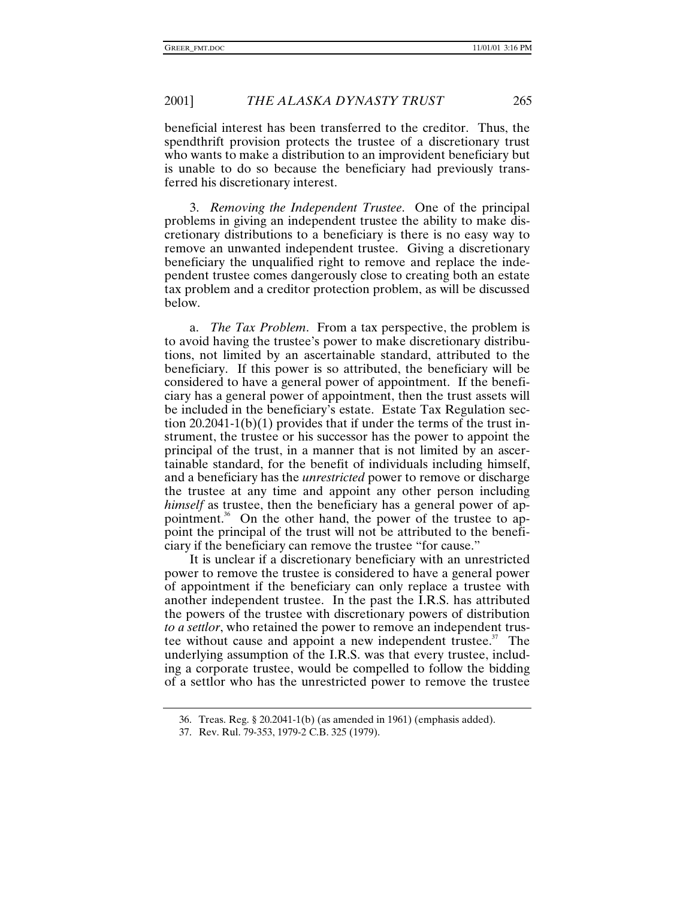beneficial interest has been transferred to the creditor. Thus, the spendthrift provision protects the trustee of a discretionary trust who wants to make a distribution to an improvident beneficiary but is unable to do so because the beneficiary had previously transferred his discretionary interest.

3. *Removing the Independent Trustee*. One of the principal problems in giving an independent trustee the ability to make discretionary distributions to a beneficiary is there is no easy way to remove an unwanted independent trustee. Giving a discretionary beneficiary the unqualified right to remove and replace the independent trustee comes dangerously close to creating both an estate tax problem and a creditor protection problem, as will be discussed below.

a. *The Tax Problem*. From a tax perspective, the problem is to avoid having the trustee's power to make discretionary distributions, not limited by an ascertainable standard, attributed to the beneficiary. If this power is so attributed, the beneficiary will be considered to have a general power of appointment. If the beneficiary has a general power of appointment, then the trust assets will be included in the beneficiary's estate. Estate Tax Regulation section 20.2041-1(b)(1) provides that if under the terms of the trust instrument, the trustee or his successor has the power to appoint the principal of the trust, in a manner that is not limited by an ascertainable standard, for the benefit of individuals including himself, and a beneficiary has the *unrestricted* power to remove or discharge the trustee at any time and appoint any other person including *himself* as trustee, then the beneficiary has a general power of appointment.[36] On the other hand, the power of the trustee to appoint the principal of the trust will not be attributed to the beneficiary if the beneficiary can remove the trustee "for cause."

It is unclear if a discretionary beneficiary with an unrestricted power to remove the trustee is considered to have a general power of appointment if the beneficiary can only replace a trustee with another independent trustee. In the past the I.R.S. has attributed the powers of the trustee with discretionary powers of distribution *to a settlor*, who retained the power to remove an independent trustee without cause and appoint a new independent trustee.[37] The underlying assumption of the I.R.S. was that every trustee, including a corporate trustee, would be compelled to follow the bidding of a settlor who has the unrestricted power to remove the trustee

---

36. Treas. Reg. § 20.2041-1(b) (as amended in 1961) (emphasis added).

37. Rev. Rul. 79-353, 1979-2 C.B. 325 (1979).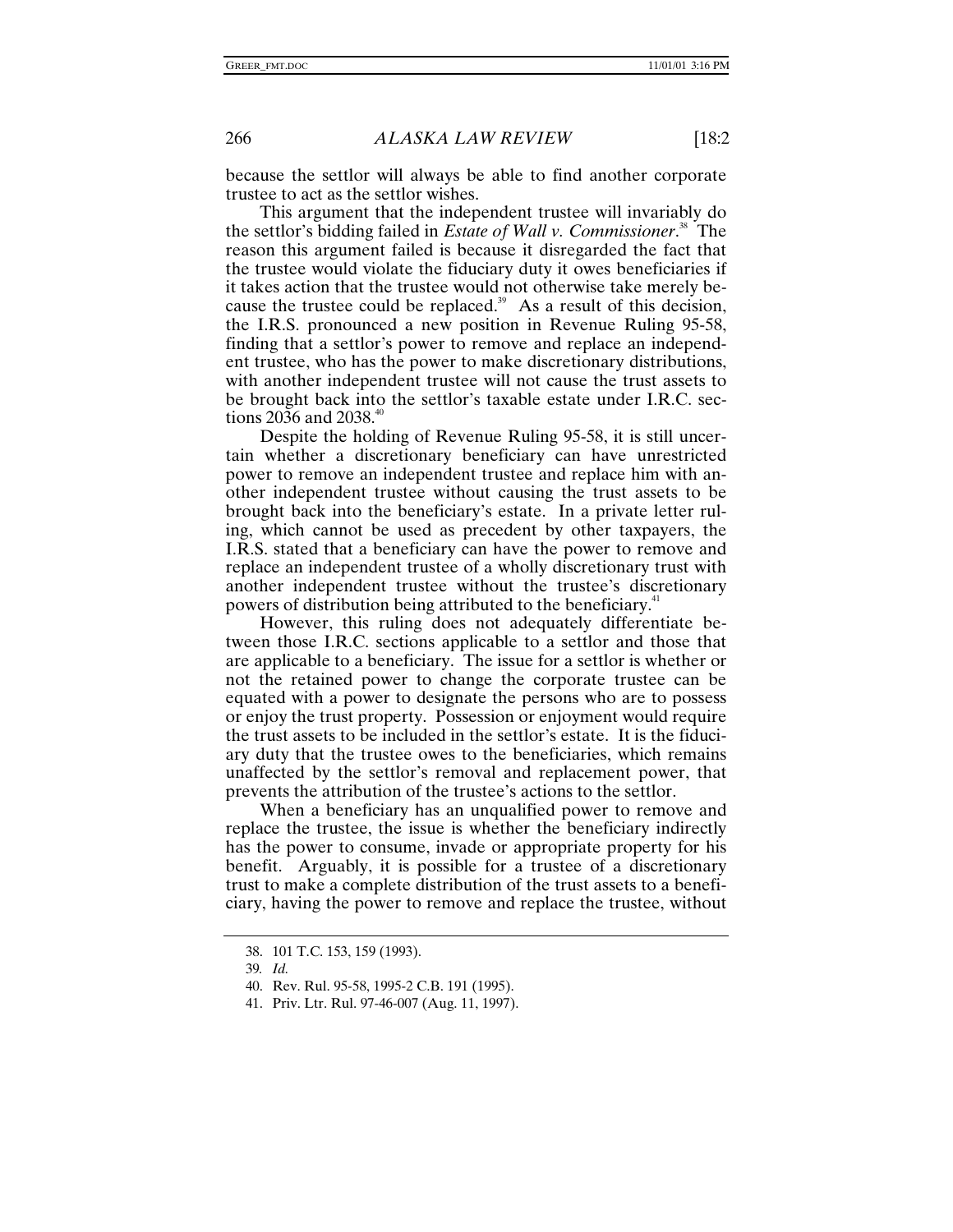because the settlor will always be able to find another corporate trustee to act as the settlor wishes.

This argument that the independent trustee will invariably do the settlor's bidding failed in *Estate of Wall v. Commissioner*.[38] The reason this argument failed is because it disregarded the fact that the trustee would violate the fiduciary duty it owes beneficiaries if it takes action that the trustee would not otherwise take merely because the trustee could be replaced.[39] As a result of this decision, the I.R.S. pronounced a new position in Revenue Ruling 95-58, finding that a settlor's power to remove and replace an independent trustee, who has the power to make discretionary distributions, with another independent trustee will not cause the trust assets to be brought back into the settlor's taxable estate under I.R.C. sections 2036 and 2038.[40]

Despite the holding of Revenue Ruling 95-58, it is still uncertain whether a discretionary beneficiary can have unrestricted power to remove an independent trustee and replace him with another independent trustee without causing the trust assets to be brought back into the beneficiary's estate. In a private letter ruling, which cannot be used as precedent by other taxpayers, the I.R.S. stated that a beneficiary can have the power to remove and replace an independent trustee of a wholly discretionary trust with another independent trustee without the trustee's discretionary powers of distribution being attributed to the beneficiary.[41]

However, this ruling does not adequately differentiate between those I.R.C. sections applicable to a settlor and those that are applicable to a beneficiary. The issue for a settlor is whether or not the retained power to change the corporate trustee can be equated with a power to designate the persons who are to possess or enjoy the trust property. Possession or enjoyment would require the trust assets to be included in the settlor's estate. It is the fiduciary duty that the trustee owes to the beneficiaries, which remains unaffected by the settlor's removal and replacement power, that prevents the attribution of the trustee's actions to the settlor.

When a beneficiary has an unqualified power to remove and replace the trustee, the issue is whether the beneficiary indirectly has the power to consume, invade or appropriate property for his benefit. Arguably, it is possible for a trustee of a discretionary trust to make a complete distribution of the trust assets to a beneficiary, having the power to remove and replace the trustee, without

---

38. 101 T.C. 153, 159 (1993).

39. *Id.*

40. Rev. Rul. 95-58, 1995-2 C.B. 191 (1995).

41. Priv. Ltr. Rul. 97-46-007 (Aug. 11, 1997).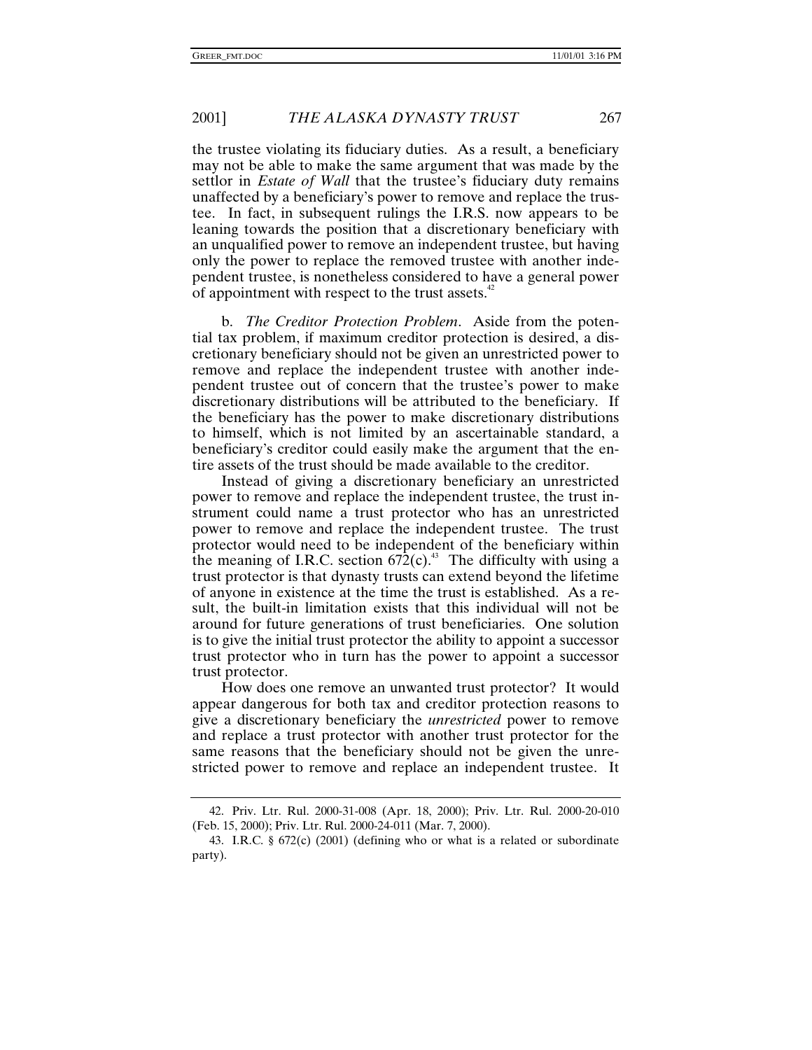the trustee violating its fiduciary duties. As a result, a beneficiary may not be able to make the same argument that was made by the settlor in *Estate of Wall* that the trustee's fiduciary duty remains unaffected by a beneficiary's power to remove and replace the trustee. In fact, in subsequent rulings the I.R.S. now appears to be leaning towards the position that a discretionary beneficiary with an unqualified power to remove an independent trustee, but having only the power to replace the removed trustee with another independent trustee, is nonetheless considered to have a general power of appointment with respect to the trust assets.[42]

b. *The Creditor Protection Problem*. Aside from the potential tax problem, if maximum creditor protection is desired, a discretionary beneficiary should not be given an unrestricted power to remove and replace the independent trustee with another independent trustee out of concern that the trustee's power to make discretionary distributions will be attributed to the beneficiary. If the beneficiary has the power to make discretionary distributions to himself, which is not limited by an ascertainable standard, a beneficiary's creditor could easily make the argument that the entire assets of the trust should be made available to the creditor.

Instead of giving a discretionary beneficiary an unrestricted power to remove and replace the independent trustee, the trust instrument could name a trust protector who has an unrestricted power to remove and replace the independent trustee. The trust protector would need to be independent of the beneficiary within the meaning of I.R.C. section 672(c).[43] The difficulty with using a trust protector is that dynasty trusts can extend beyond the lifetime of anyone in existence at the time the trust is established. As a result, the built-in limitation exists that this individual will not be around for future generations of trust beneficiaries. One solution is to give the initial trust protector the ability to appoint a successor trust protector who in turn has the power to appoint a successor trust protector.

How does one remove an unwanted trust protector? It would appear dangerous for both tax and creditor protection reasons to give a discretionary beneficiary the *unrestricted* power to remove and replace a trust protector with another trust protector for the same reasons that the beneficiary should not be given the unrestricted power to remove and replace an independent trustee. It

---

42. Priv. Ltr. Rul. 2000-31-008 (Apr. 18, 2000); Priv. Ltr. Rul. 2000-20-010 (Feb. 15, 2000); Priv. Ltr. Rul. 2000-24-011 (Mar. 7, 2000).

43. I.R.C. § 672(c) (2001) (defining who or what is a related or subordinate party).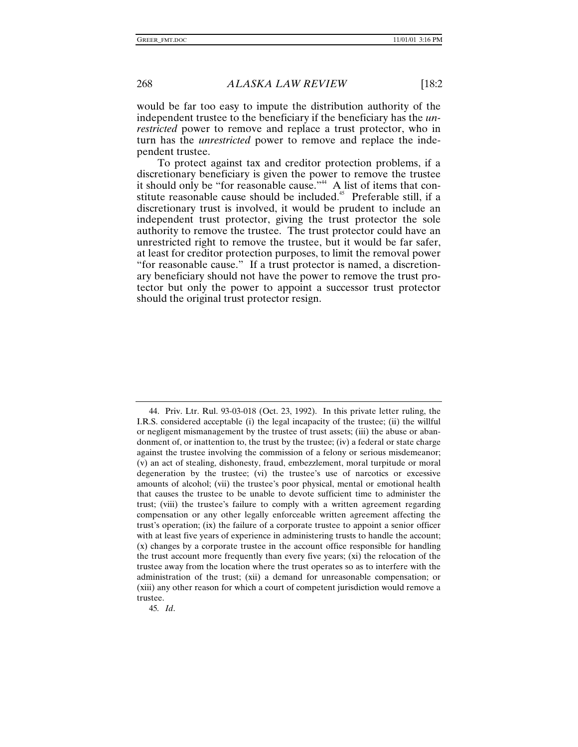would be far too easy to impute the distribution authority of the independent trustee to the beneficiary if the beneficiary has the *unrestricted* power to remove and replace a trust protector, who in turn has the *unrestricted* power to remove and replace the independent trustee.

To protect against tax and creditor protection problems, if a discretionary beneficiary is given the power to remove the trustee it should only be "for reasonable cause."[44] A list of items that constitute reasonable cause should be included.[45] Preferable still, if a discretionary trust is involved, it would be prudent to include an independent trust protector, giving the trust protector the sole authority to remove the trustee. The trust protector could have an unrestricted right to remove the trustee, but it would be far safer, at least for creditor protection purposes, to limit the removal power "for reasonable cause." If a trust protector is named, a discretionary beneficiary should not have the power to remove the trust protector but only the power to appoint a successor trust protector should the original trust protector resign.

---

44. Priv. Ltr. Rul. 93-03-018 (Oct. 23, 1992). In this private letter ruling, the I.R.S. considered acceptable (i) the legal incapacity of the trustee; (ii) the willful or negligent mismanagement by the trustee of trust assets; (iii) the abuse or abandonment of, or inattention to, the trust by the trustee; (iv) a federal or state charge against the trustee involving the commission of a felony or serious misdemeanor; (v) an act of stealing, dishonesty, fraud, embezzlement, moral turpitude or moral degeneration by the trustee; (vi) the trustee's use of narcotics or excessive amounts of alcohol; (vii) the trustee's poor physical, mental or emotional health that causes the trustee to be unable to devote sufficient time to administer the trust; (viii) the trustee's failure to comply with a written agreement regarding compensation or any other legally enforceable written agreement affecting the trust's operation; (ix) the failure of a corporate trustee to appoint a senior officer with at least five years of experience in administering trusts to handle the account; (x) changes by a corporate trustee in the account office responsible for handling the trust account more frequently than every five years; (xi) the relocation of the trustee away from the location where the trust operates so as to interfere with the administration of the trust; (xii) a demand for unreasonable compensation; or (xiii) any other reason for which a court of competent jurisdiction would remove a trustee.

45. *Id*.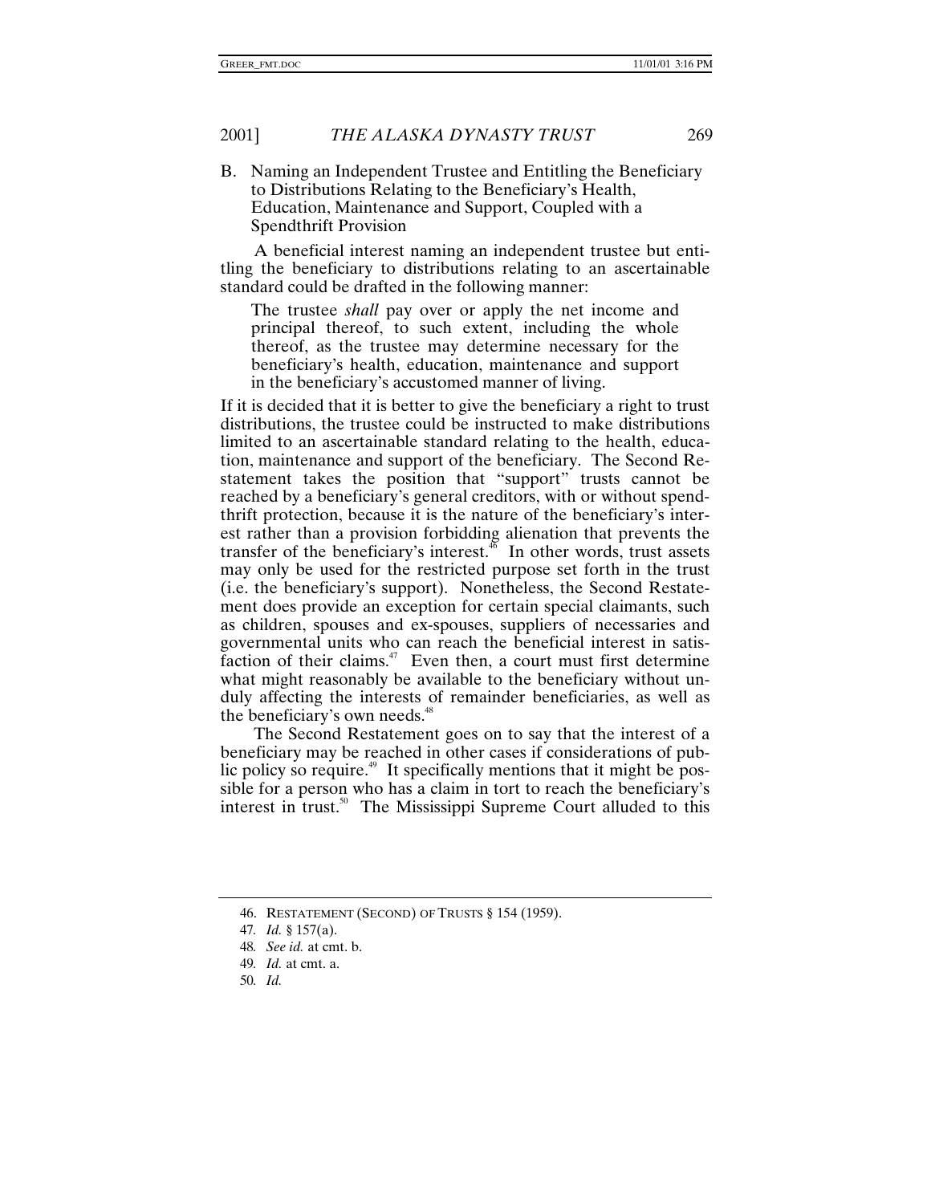### B. Naming an Independent Trustee and Entitling the Beneficiary to Distributions Relating to the Beneficiary's Health, Education, Maintenance and Support, Coupled with a Spendthrift Provision

A beneficial interest naming an independent trustee but entitling the beneficiary to distributions relating to an ascertainable standard could be drafted in the following manner:

> The trustee *shall* pay over or apply the net income and principal thereof, to such extent, including the whole thereof, as the trustee may determine necessary for the beneficiary's health, education, maintenance and support in the beneficiary's accustomed manner of living.

If it is decided that it is better to give the beneficiary a right to trust distributions, the trustee could be instructed to make distributions limited to an ascertainable standard relating to the health, education, maintenance and support of the beneficiary. The Second Restatement takes the position that "support" trusts cannot be reached by a beneficiary's general creditors, with or without spendthrift protection, because it is the nature of the beneficiary's interest rather than a provision forbidding alienation that prevents the transfer of the beneficiary's interest.[46] In other words, trust assets may only be used for the restricted purpose set forth in the trust (i.e. the beneficiary's support). Nonetheless, the Second Restatement does provide an exception for certain special claimants, such as children, spouses and ex-spouses, suppliers of necessaries and governmental units who can reach the beneficial interest in satisfaction of their claims.[47] Even then, a court must first determine what might reasonably be available to the beneficiary without unduly affecting the interests of remainder beneficiaries, as well as the beneficiary's own needs.[48]

The Second Restatement goes on to say that the interest of a beneficiary may be reached in other cases if considerations of public policy so require.[49] It specifically mentions that it might be possible for a person who has a claim in tort to reach the beneficiary's interest in trust.[50] The Mississippi Supreme Court alluded to this

---

46. RESTATEMENT (SECOND) OF TRUSTS § 154 (1959).

47. *Id.* § 157(a).

48. *See id.* at cmt. b.

49. *Id.* at cmt. a.

50. *Id.*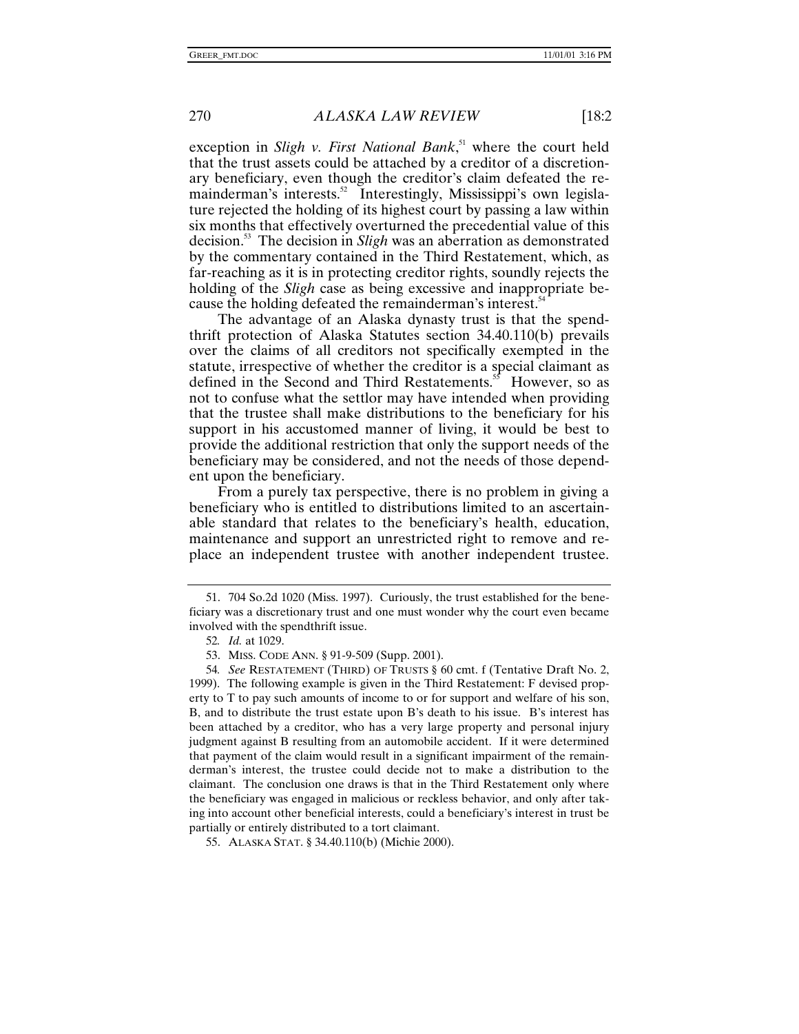exception in *Sligh v. First National Bank*,[51] where the court held that the trust assets could be attached by a creditor of a discretionary beneficiary, even though the creditor's claim defeated the remainderman's interests.[52] Interestingly, Mississippi's own legislature rejected the holding of its highest court by passing a law within six months that effectively overturned the precedential value of this decision.[53] The decision in *Sligh* was an aberration as demonstrated by the commentary contained in the Third Restatement, which, as far-reaching as it is in protecting creditor rights, soundly rejects the holding of the *Sligh* case as being excessive and inappropriate because the holding defeated the remainderman's interest.[54]

The advantage of an Alaska dynasty trust is that the spendthrift protection of Alaska Statutes section 34.40.110(b) prevails over the claims of all creditors not specifically exempted in the statute, irrespective of whether the creditor is a special claimant as defined in the Second and Third Restatements.[55] However, so as not to confuse what the settlor may have intended when providing that the trustee shall make distributions to the beneficiary for his support in his accustomed manner of living, it would be best to provide the additional restriction that only the support needs of the beneficiary may be considered, and not the needs of those dependent upon the beneficiary.

From a purely tax perspective, there is no problem in giving a beneficiary who is entitled to distributions limited to an ascertainable standard that relates to the beneficiary's health, education, maintenance and support an unrestricted right to remove and replace an independent trustee with another independent trustee.

---

51. 704 So.2d 1020 (Miss. 1997). Curiously, the trust established for the beneficiary was a discretionary trust and one must wonder why the court even became involved with the spendthrift issue.

52. *Id.* at 1029.

53. MISS. CODE ANN. § 91-9-509 (Supp. 2001).

54. *See* RESTATEMENT (THIRD) OF TRUSTS § 60 cmt. f (Tentative Draft No. 2, 1999). The following example is given in the Third Restatement: F devised property to T to pay such amounts of income to or for support and welfare of his son, B, and to distribute the trust estate upon B's death to his issue. B's interest has been attached by a creditor, who has a very large property and personal injury judgment against B resulting from an automobile accident. If it were determined that payment of the claim would result in a significant impairment of the remainderman's interest, the trustee could decide not to make a distribution to the claimant. The conclusion one draws is that in the Third Restatement only where the beneficiary was engaged in malicious or reckless behavior, and only after taking into account other beneficial interests, could a beneficiary's interest in trust be partially or entirely distributed to a tort claimant.

55. ALASKA STAT. § 34.40.110(b) (Michie 2000).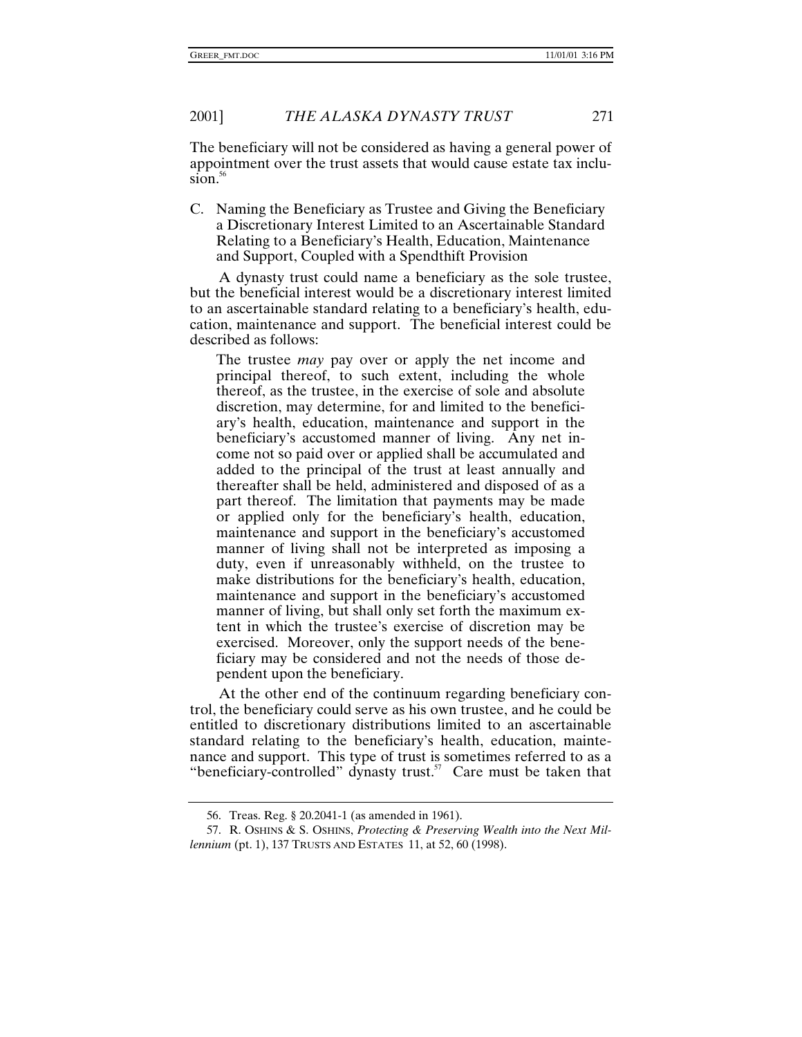The beneficiary will not be considered as having a general power of appointment over the trust assets that would cause estate tax inclusion.[56]

### C. Naming the Beneficiary as Trustee and Giving the Beneficiary a Discretionary Interest Limited to an Ascertainable Standard Relating to a Beneficiary's Health, Education, Maintenance and Support, Coupled with a Spendthrift Provision

A dynasty trust could name a beneficiary as the sole trustee, but the beneficial interest would be a discretionary interest limited to an ascertainable standard relating to a beneficiary's health, education, maintenance and support. The beneficial interest could be described as follows:

> The trustee *may* pay over or apply the net income and principal thereof, to such extent, including the whole thereof, as the trustee, in the exercise of sole and absolute discretion, may determine, for and limited to the beneficiary's health, education, maintenance and support in the beneficiary's accustomed manner of living. Any net income not so paid over or applied shall be accumulated and added to the principal of the trust at least annually and thereafter shall be held, administered and disposed of as a part thereof. The limitation that payments may be made or applied only for the beneficiary's health, education, maintenance and support in the beneficiary's accustomed manner of living shall not be interpreted as imposing a duty, even if unreasonably withheld, on the trustee to make distributions for the beneficiary's health, education, maintenance and support in the beneficiary's accustomed manner of living, but shall only set forth the maximum extent in which the trustee's exercise of discretion may be exercised. Moreover, only the support needs of the beneficiary may be considered and not the needs of those dependent upon the beneficiary.

At the other end of the continuum regarding beneficiary control, the beneficiary could serve as his own trustee, and he could be entitled to discretionary distributions limited to an ascertainable standard relating to the beneficiary's health, education, maintenance and support. This type of trust is sometimes referred to as a "beneficiary-controlled" dynasty trust.[57] Care must be taken that

---

56. Treas. Reg. § 20.2041-1 (as amended in 1961).

57. R. OSHINS & S. OSHINS, *Protecting & Preserving Wealth into the Next Millennium* (pt. 1), 137 TRUSTS AND ESTATES 11, at 52, 60 (1998).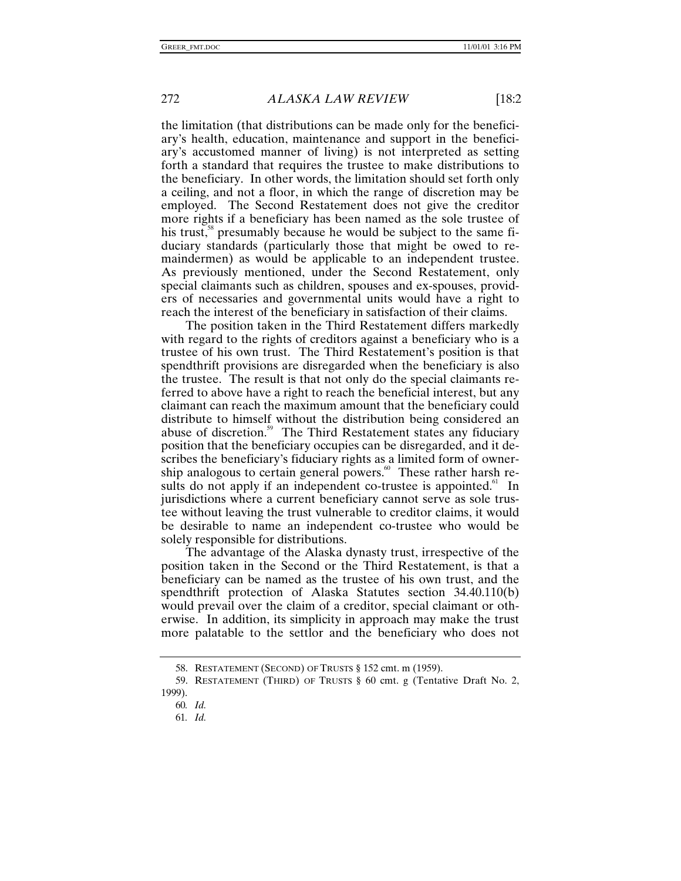the limitation (that distributions can be made only for the beneficiary's health, education, maintenance and support in the beneficiary's accustomed manner of living) is not interpreted as setting forth a standard that requires the trustee to make distributions to the beneficiary. In other words, the limitation should set forth only a ceiling, and not a floor, in which the range of discretion may be employed. The Second Restatement does not give the creditor more rights if a beneficiary has been named as the sole trustee of his trust,[58] presumably because he would be subject to the same fiduciary standards (particularly those that might be owed to remaindermen) as would be applicable to an independent trustee. As previously mentioned, under the Second Restatement, only special claimants such as children, spouses and ex-spouses, providers of necessaries and governmental units would have a right to reach the interest of the beneficiary in satisfaction of their claims.

The position taken in the Third Restatement differs markedly with regard to the rights of creditors against a beneficiary who is a trustee of his own trust. The Third Restatement's position is that spendthrift provisions are disregarded when the beneficiary is also the trustee. The result is that not only do the special claimants referred to above have a right to reach the beneficial interest, but any claimant can reach the maximum amount that the beneficiary could distribute to himself without the distribution being considered an abuse of discretion.[59] The Third Restatement states any fiduciary position that the beneficiary occupies can be disregarded, and it describes the beneficiary's fiduciary rights as a limited form of ownership analogous to certain general powers.[60] These rather harsh results do not apply if an independent co-trustee is appointed.[61] In jurisdictions where a current beneficiary cannot serve as sole trustee without leaving the trust vulnerable to creditor claims, it would be desirable to name an independent co-trustee who would be solely responsible for distributions.

The advantage of the Alaska dynasty trust, irrespective of the position taken in the Second or the Third Restatement, is that a beneficiary can be named as the trustee of his own trust, and the spendthrift protection of Alaska Statutes section 34.40.110(b) would prevail over the claim of a creditor, special claimant or otherwise. In addition, its simplicity in approach may make the trust more palatable to the settlor and the beneficiary who does not

---

58. RESTATEMENT (SECOND) OF TRUSTS § 152 cmt. m (1959).

59. RESTATEMENT (THIRD) OF TRUSTS § 60 cmt. g (Tentative Draft No. 2, 1999).

60. *Id.*

61. *Id.*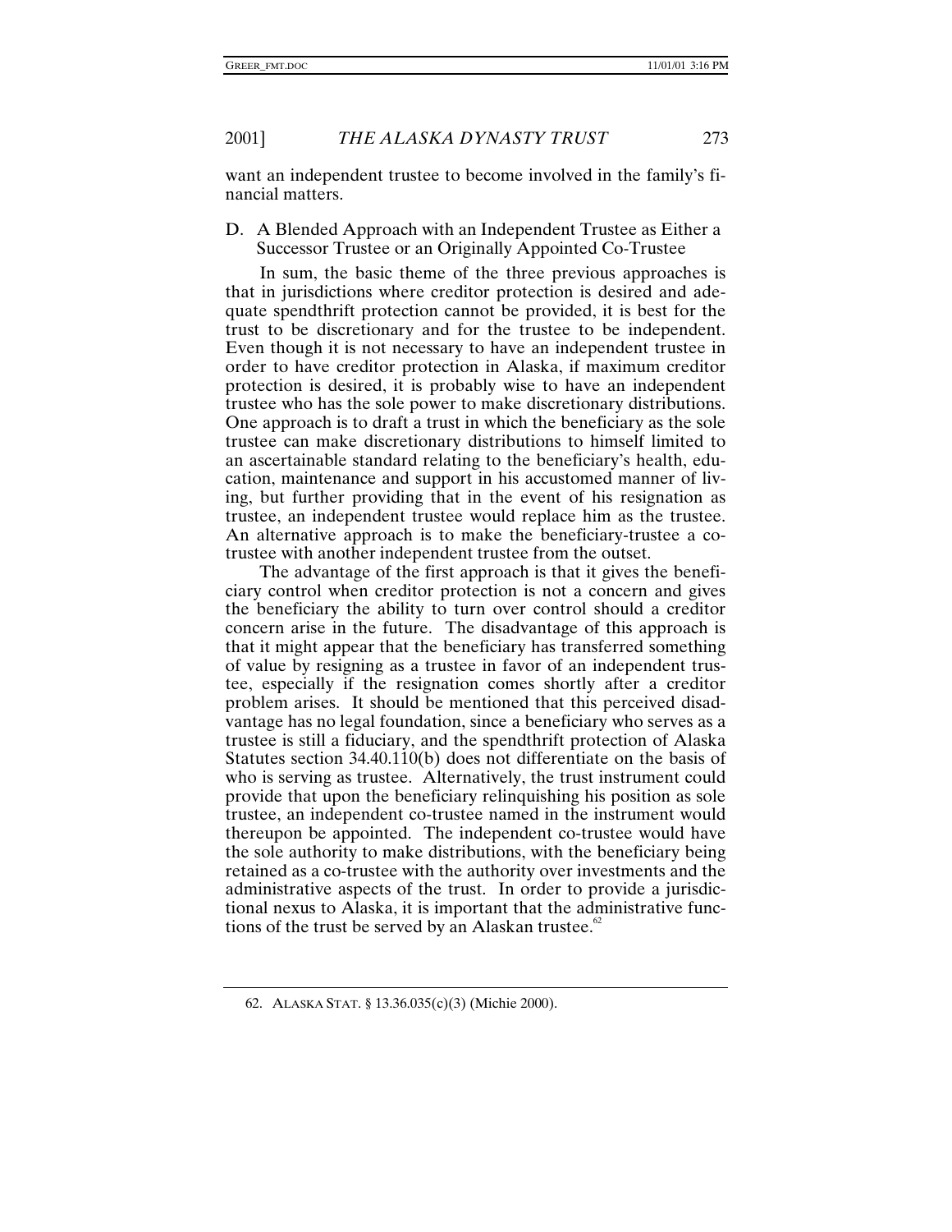want an independent trustee to become involved in the family's financial matters.

### D. A Blended Approach with an Independent Trustee as Either a Successor Trustee or an Originally Appointed Co-Trustee

In sum, the basic theme of the three previous approaches is that in jurisdictions where creditor protection is desired and adequate spendthrift protection cannot be provided, it is best for the trust to be discretionary and for the trustee to be independent. Even though it is not necessary to have an independent trustee in order to have creditor protection in Alaska, if maximum creditor protection is desired, it is probably wise to have an independent trustee who has the sole power to make discretionary distributions. One approach is to draft a trust in which the beneficiary as the sole trustee can make discretionary distributions to himself limited to an ascertainable standard relating to the beneficiary's health, education, maintenance and support in his accustomed manner of living, but further providing that in the event of his resignation as trustee, an independent trustee would replace him as the trustee. An alternative approach is to make the beneficiary-trustee a co-trustee with another independent trustee from the outset.

The advantage of the first approach is that it gives the beneficiary control when creditor protection is not a concern and gives the beneficiary the ability to turn over control should a creditor concern arise in the future. The disadvantage of this approach is that it might appear that the beneficiary has transferred something of value by resigning as a trustee in favor of an independent trustee, especially if the resignation comes shortly after a creditor problem arises. It should be mentioned that this perceived disadvantage has no legal foundation, since a beneficiary who serves as a trustee is still a fiduciary, and the spendthrift protection of Alaska Statutes section 34.40.110(b) does not differentiate on the basis of who is serving as trustee. Alternatively, the trust instrument could provide that upon the beneficiary relinquishing his position as sole trustee, an independent co-trustee named in the instrument would thereupon be appointed. The independent co-trustee would have the sole authority to make distributions, with the beneficiary being retained as a co-trustee with the authority over investments and the administrative aspects of the trust. In order to provide a jurisdictional nexus to Alaska, it is important that the administrative functions of the trust be served by an Alaskan trustee.[62]

---

62. ALASKA STAT. § 13.36.035(c)(3) (Michie 2000).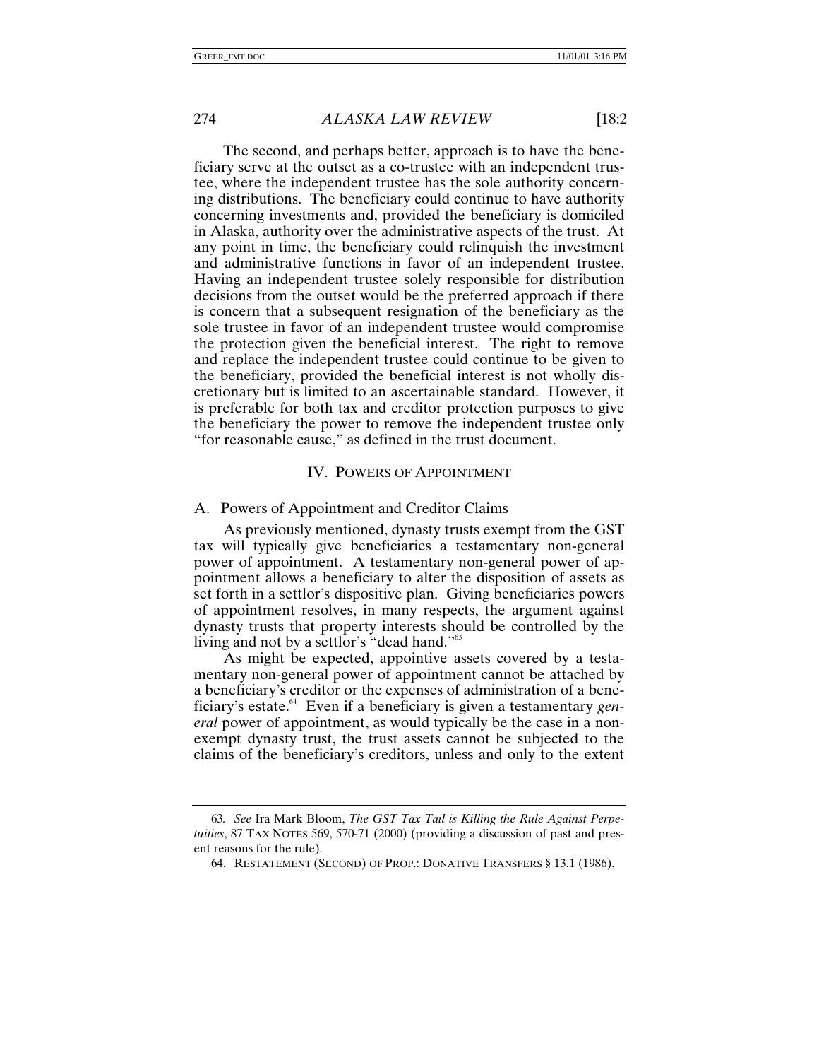The second, and perhaps better, approach is to have the beneficiary serve at the outset as a co-trustee with an independent trustee, where the independent trustee has the sole authority concerning distributions. The beneficiary could continue to have authority concerning investments and, provided the beneficiary is domiciled in Alaska, authority over the administrative aspects of the trust. At any point in time, the beneficiary could relinquish the investment and administrative functions in favor of an independent trustee. Having an independent trustee solely responsible for distribution decisions from the outset would be the preferred approach if there is concern that a subsequent resignation of the beneficiary as the sole trustee in favor of an independent trustee would compromise the protection given the beneficial interest. The right to remove and replace the independent trustee could continue to be given to the beneficiary, provided the beneficial interest is not wholly discretionary but is limited to an ascertainable standard. However, it is preferable for both tax and creditor protection purposes to give the beneficiary the power to remove the independent trustee only "for reasonable cause," as defined in the trust document.

## IV. POWERS OF APPOINTMENT

### A. Powers of Appointment and Creditor Claims

As previously mentioned, dynasty trusts exempt from the GST tax will typically give beneficiaries a testamentary non-general power of appointment. A testamentary non-general power of appointment allows a beneficiary to alter the disposition of assets as set forth in a settlor's dispositive plan. Giving beneficiaries powers of appointment resolves, in many respects, the argument against dynasty trusts that property interests should be controlled by the living and not by a settlor's "dead hand."[63]

As might be expected, appointive assets covered by a testamentary non-general power of appointment cannot be attached by a beneficiary's creditor or the expenses of administration of a beneficiary's estate.[64] Even if a beneficiary is given a testamentary *general* power of appointment, as would typically be the case in a non-exempt dynasty trust, the trust assets cannot be subjected to the claims of the beneficiary's creditors, unless and only to the extent

---

63. *See* Ira Mark Bloom, *The GST Tax Tail is Killing the Rule Against Perpetuities*, 87 TAX NOTES 569, 570-71 (2000) (providing a discussion of past and present reasons for the rule).

64. RESTATEMENT (SECOND) OF PROP.: DONATIVE TRANSFERS § 13.1 (1986).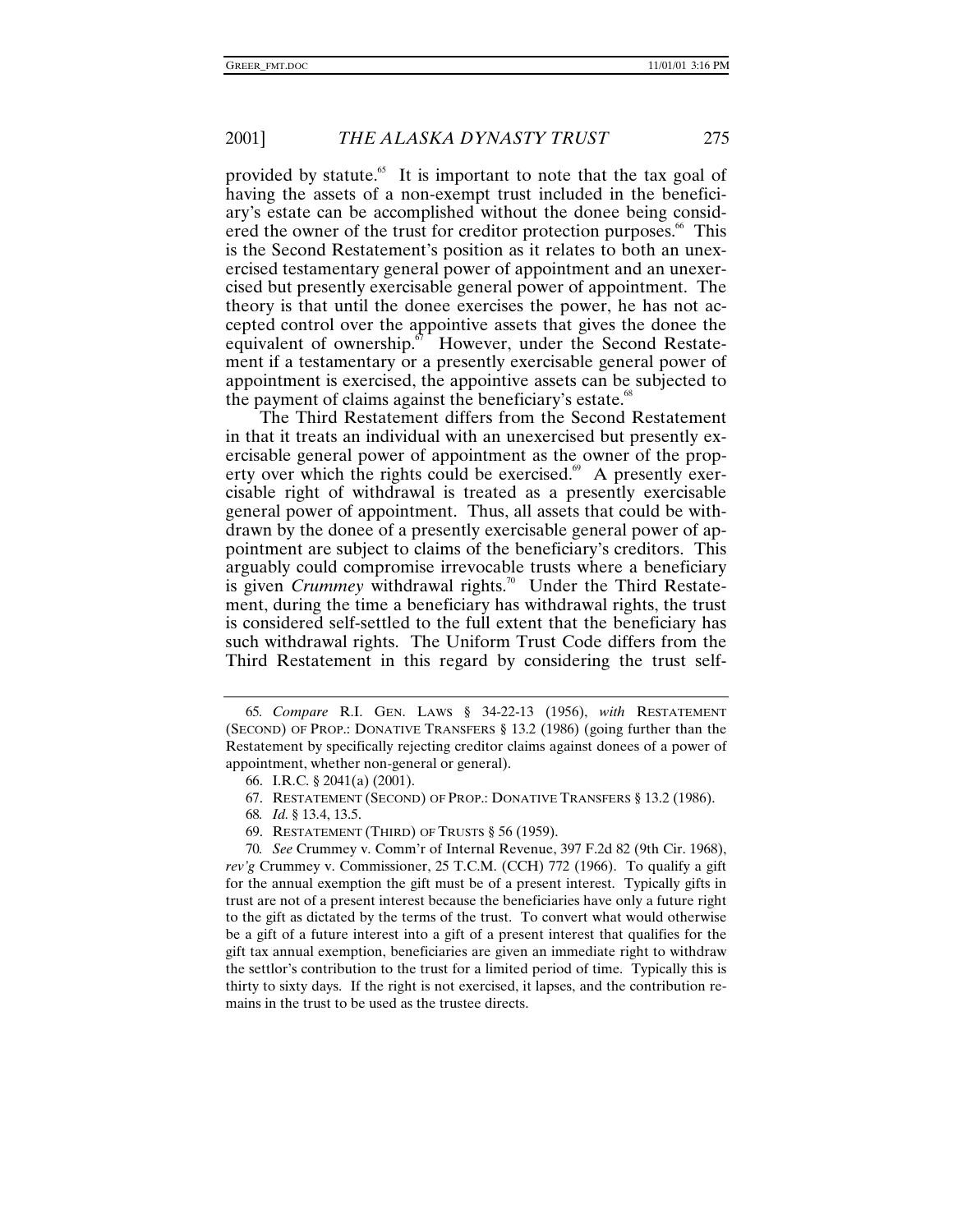provided by statute.[65] It is important to note that the tax goal of having the assets of a non-exempt trust included in the beneficiary's estate can be accomplished without the donee being considered the owner of the trust for creditor protection purposes.[66] This is the Second Restatement's position as it relates to both an unexercised testamentary general power of appointment and an unexercised but presently exercisable general power of appointment. The theory is that until the donee exercises the power, he has not accepted control over the appointive assets that gives the donee the equivalent of ownership.[67] However, under the Second Restatement if a testamentary or a presently exercisable general power of appointment is exercised, the appointive assets can be subjected to the payment of claims against the beneficiary's estate.[68]

The Third Restatement differs from the Second Restatement in that it treats an individual with an unexercised but presently exercisable general power of appointment as the owner of the property over which the rights could be exercised.[69] A presently exercisable right of withdrawal is treated as a presently exercisable general power of appointment. Thus, all assets that could be withdrawn by the donee of a presently exercisable general power of appointment are subject to claims of the beneficiary's creditors. This arguably could compromise irrevocable trusts where a beneficiary is given *Crummey* withdrawal rights.[70] Under the Third Restatement, during the time a beneficiary has withdrawal rights, the trust is considered self-settled to the full extent that the beneficiary has such withdrawal rights. The Uniform Trust Code differs from the Third Restatement in this regard by considering the trust self-

---

65. *Compare* R.I. GEN. LAWS § 34-22-13 (1956), *with* RESTATEMENT (SECOND) OF PROP.: DONATIVE TRANSFERS § 13.2 (1986) (going further than the Restatement by specifically rejecting creditor claims against donees of a power of appointment, whether non-general or general).

66. I.R.C. § 2041(a) (2001).

67. RESTATEMENT (SECOND) OF PROP.: DONATIVE TRANSFERS § 13.2 (1986).

68. *Id.* § 13.4, 13.5.

69. RESTATEMENT (THIRD) OF TRUSTS § 56 (1959).

70. *See* Crummey v. Comm'r of Internal Revenue, 397 F.2d 82 (9th Cir. 1968), *rev'g* Crummey v. Commissioner, 25 T.C.M. (CCH) 772 (1966). To qualify a gift for the annual exemption the gift must be of a present interest. Typically gifts in trust are not of a present interest because the beneficiaries have only a future right to the gift as dictated by the terms of the trust. To convert what would otherwise be a gift of a future interest into a gift of a present interest that qualifies for the gift tax annual exemption, beneficiaries are given an immediate right to withdraw the settlor's contribution to the trust for a limited period of time. Typically this is thirty to sixty days. If the right is not exercised, it lapses, and the contribution remains in the trust to be used as the trustee directs.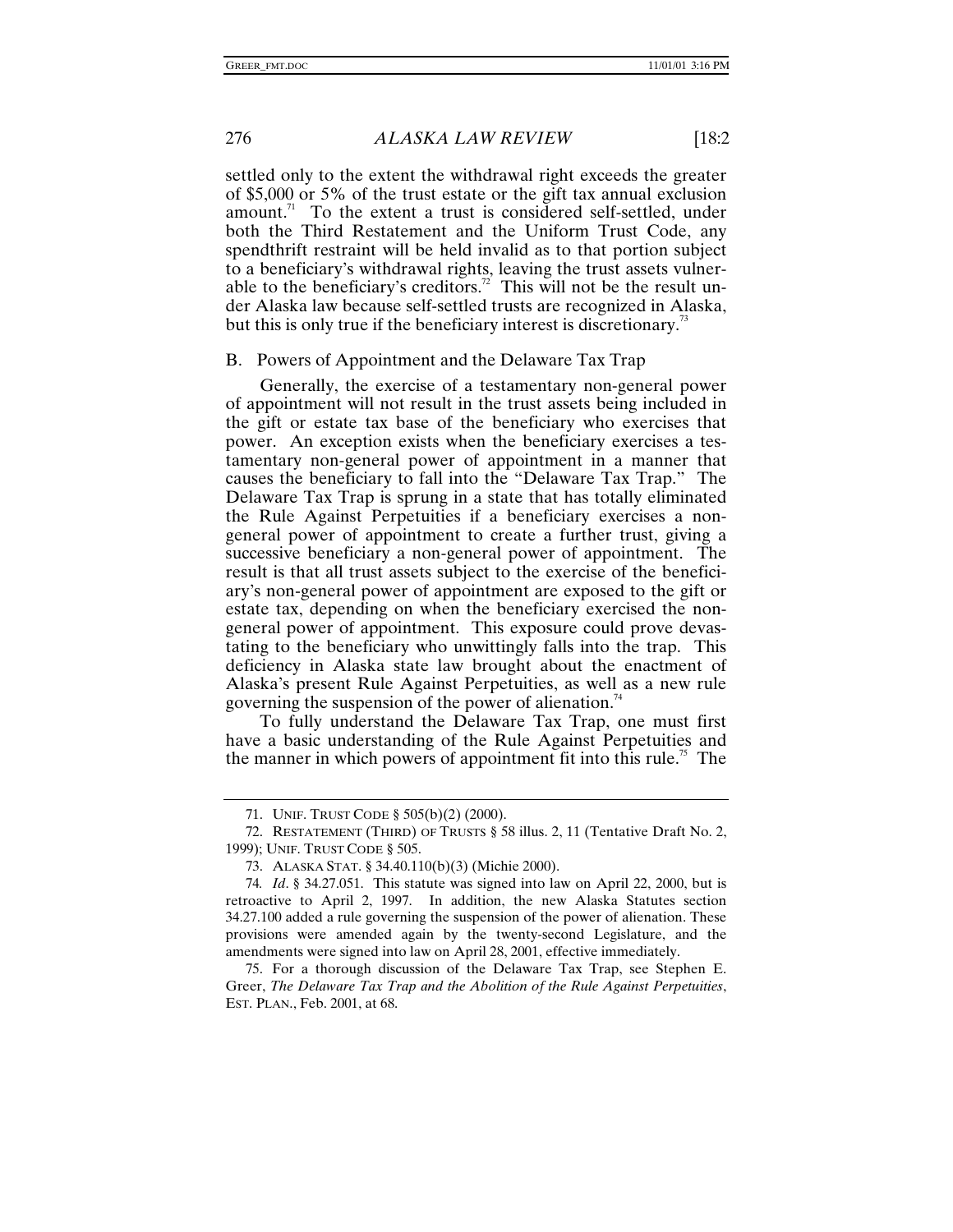settled only to the extent the withdrawal right exceeds the greater of \$5,000 or 5% of the trust estate or the gift tax annual exclusion amount.[71] To the extent a trust is considered self-settled, under both the Third Restatement and the Uniform Trust Code, any spendthrift restraint will be held invalid as to that portion subject to a beneficiary's withdrawal rights, leaving the trust assets vulnerable to the beneficiary's creditors.[72] This will not be the result under Alaska law because self-settled trusts are recognized in Alaska, but this is only true if the beneficiary interest is discretionary.[73]

### B. Powers of Appointment and the Delaware Tax Trap

Generally, the exercise of a testamentary non-general power of appointment will not result in the trust assets being included in the gift or estate tax base of the beneficiary who exercises that power. An exception exists when the beneficiary exercises a testamentary non-general power of appointment in a manner that causes the beneficiary to fall into the "Delaware Tax Trap." The Delaware Tax Trap is sprung in a state that has totally eliminated the Rule Against Perpetuities if a beneficiary exercises a non-general power of appointment to create a further trust, giving a successive beneficiary a non-general power of appointment. The result is that all trust assets subject to the exercise of the beneficiary's non-general power of appointment are exposed to the gift or estate tax, depending on when the beneficiary exercised the non-general power of appointment. This exposure could prove devastating to the beneficiary who unwittingly falls into the trap. This deficiency in Alaska state law brought about the enactment of Alaska's present Rule Against Perpetuities, as well as a new rule governing the suspension of the power of alienation.[74]

To fully understand the Delaware Tax Trap, one must first have a basic understanding of the Rule Against Perpetuities and the manner in which powers of appointment fit into this rule.[75] The

---

71. UNIF. TRUST CODE § 505(b)(2) (2000).

72. RESTATEMENT (THIRD) OF TRUSTS § 58 illus. 2, 11 (Tentative Draft No. 2, 1999); UNIF. TRUST CODE § 505.

73. ALASKA STAT. § 34.40.110(b)(3) (Michie 2000).

74. *Id*. § 34.27.051. This statute was signed into law on April 22, 2000, but is retroactive to April 2, 1997. In addition, the new Alaska Statutes section 34.27.100 added a rule governing the suspension of the power of alienation. These provisions were amended again by the twenty-second Legislature, and the amendments were signed into law on April 28, 2001, effective immediately.

75. For a thorough discussion of the Delaware Tax Trap, see Stephen E. Greer, *The Delaware Tax Trap and the Abolition of the Rule Against Perpetuities*, EST. PLAN., Feb. 2001, at 68.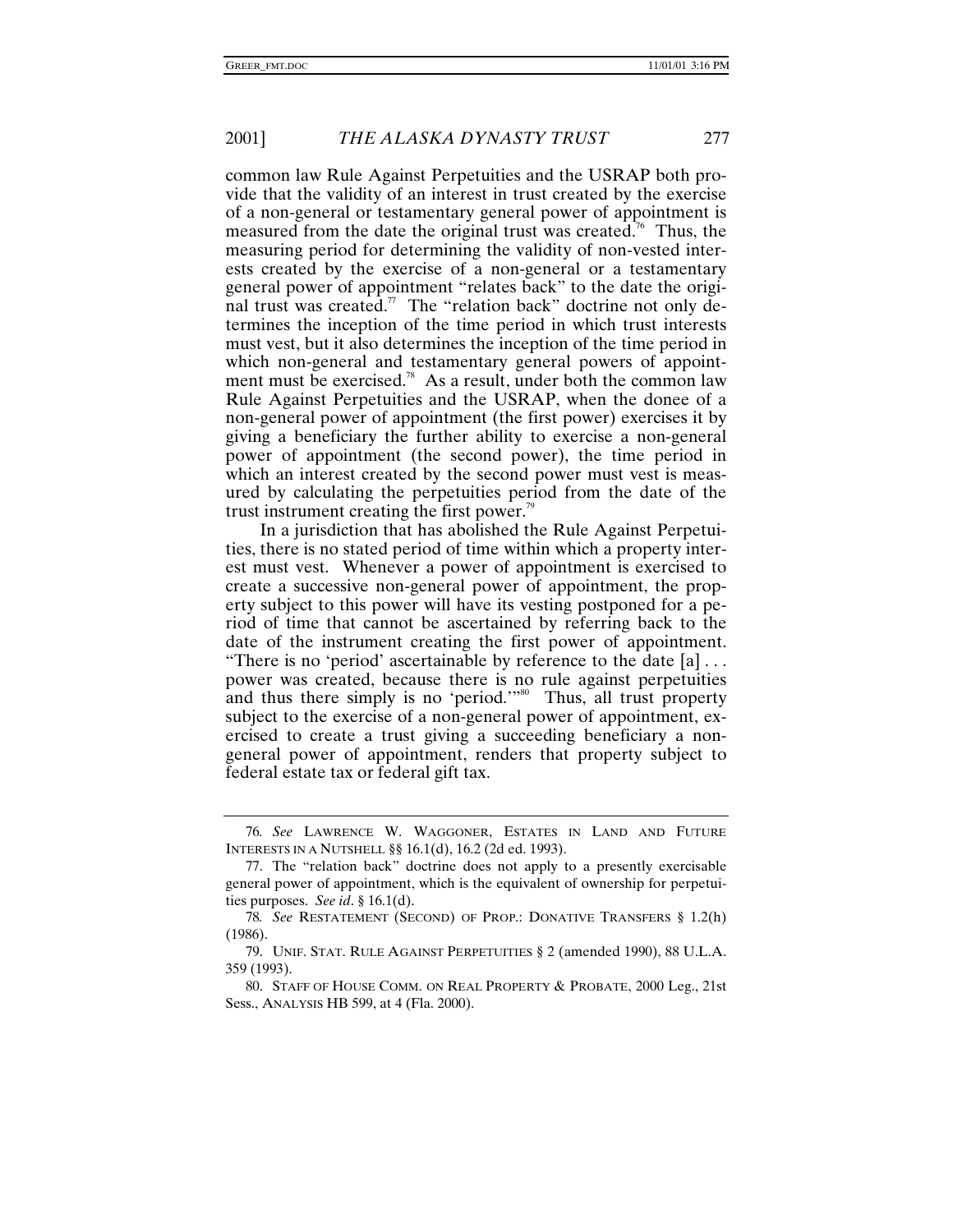common law Rule Against Perpetuities and the USRAP both provide that the validity of an interest in trust created by the exercise of a non-general or testamentary general power of appointment is measured from the date the original trust was created.[76] Thus, the measuring period for determining the validity of non-vested interests created by the exercise of a non-general or a testamentary general power of appointment "relates back" to the date the original trust was created.[77] The "relation back" doctrine not only determines the inception of the time period in which trust interests must vest, but it also determines the inception of the time period in which non-general and testamentary general powers of appointment must be exercised.[78] As a result, under both the common law Rule Against Perpetuities and the USRAP, when the donee of a non-general power of appointment (the first power) exercises it by giving a beneficiary the further ability to exercise a non-general power of appointment (the second power), the time period in which an interest created by the second power must vest is measured by calculating the perpetuities period from the date of the trust instrument creating the first power.[79]

In a jurisdiction that has abolished the Rule Against Perpetuities, there is no stated period of time within which a property interest must vest. Whenever a power of appointment is exercised to create a successive non-general power of appointment, the property subject to this power will have its vesting postponed for a period of time that cannot be ascertained by referring back to the date of the instrument creating the first power of appointment. "There is no 'period' ascertainable by reference to the date [a] . . . power was created, because there is no rule against perpetuities and thus there simply is no 'period.'"[80] Thus, all trust property subject to the exercise of a non-general power of appointment, exercised to create a trust giving a succeeding beneficiary a non-general power of appointment, renders that property subject to federal estate tax or federal gift tax.

---

76. *See* LAWRENCE W. WAGGONER, ESTATES IN LAND AND FUTURE INTERESTS IN A NUTSHELL §§ 16.1(d), 16.2 (2d ed. 1993).

77. The "relation back" doctrine does not apply to a presently exercisable general power of appointment, which is the equivalent of ownership for perpetuities purposes. *See id*. § 16.1(d).

78. *See* RESTATEMENT (SECOND) OF PROP.: DONATIVE TRANSFERS § 1.2(h) (1986).

79. UNIF. STAT. RULE AGAINST PERPETUITIES § 2 (amended 1990), 88 U.L.A. 359 (1993).

80. STAFF OF HOUSE COMM. ON REAL PROPERTY & PROBATE, 2000 Leg., 21st Sess., ANALYSIS HB 599, at 4 (Fla. 2000).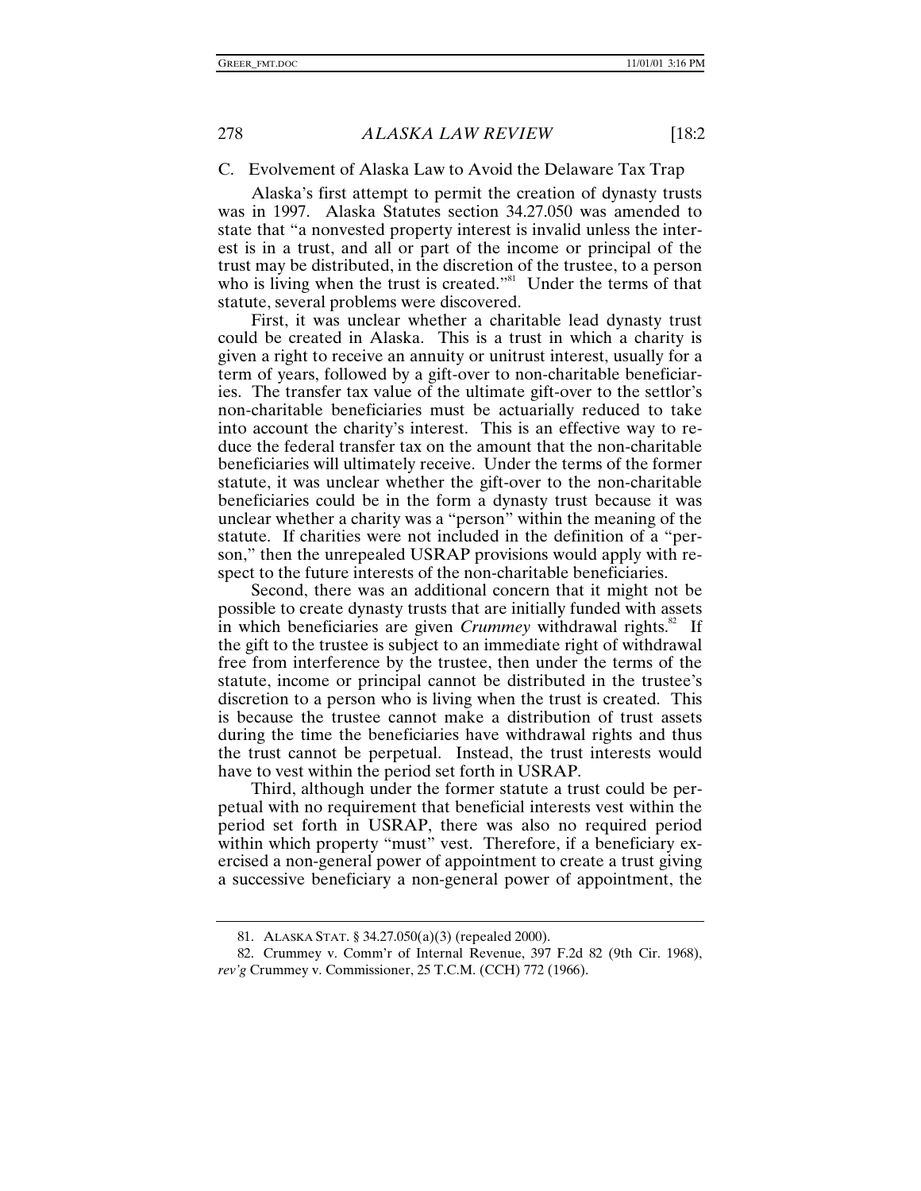### C. Evolvement of Alaska Law to Avoid the Delaware Tax Trap

Alaska's first attempt to permit the creation of dynasty trusts was in 1997. Alaska Statutes section 34.27.050 was amended to state that "a nonvested property interest is invalid unless the interest is in a trust, and all or part of the income or principal of the trust may be distributed, in the discretion of the trustee, to a person who is living when the trust is created."[81] Under the terms of that statute, several problems were discovered.

First, it was unclear whether a charitable lead dynasty trust could be created in Alaska. This is a trust in which a charity is given a right to receive an annuity or unitrust interest, usually for a term of years, followed by a gift-over to non-charitable beneficiaries. The transfer tax value of the ultimate gift-over to the settlor's non-charitable beneficiaries must be actuarially reduced to take into account the charity's interest. This is an effective way to reduce the federal transfer tax on the amount that the non-charitable beneficiaries will ultimately receive. Under the terms of the former statute, it was unclear whether the gift-over to the non-charitable beneficiaries could be in the form a dynasty trust because it was unclear whether a charity was a "person" within the meaning of the statute. If charities were not included in the definition of a "person," then the unrepealed USRAP provisions would apply with respect to the future interests of the non-charitable beneficiaries.

Second, there was an additional concern that it might not be possible to create dynasty trusts that are initially funded with assets in which beneficiaries are given *Crummey* withdrawal rights.[82] If the gift to the trustee is subject to an immediate right of withdrawal free from interference by the trustee, then under the terms of the statute, income or principal cannot be distributed in the trustee's discretion to a person who is living when the trust is created. This is because the trustee cannot make a distribution of trust assets during the time the beneficiaries have withdrawal rights and thus the trust cannot be perpetual. Instead, the trust interests would have to vest within the period set forth in USRAP.

Third, although under the former statute a trust could be perpetual with no requirement that beneficial interests vest within the period set forth in USRAP, there was also no required period within which property "must" vest. Therefore, if a beneficiary exercised a non-general power of appointment to create a trust giving a successive beneficiary a non-general power of appointment, the

---

81. ALASKA STAT. § 34.27.050(a)(3) (repealed 2000).

82. Crummey v. Comm'r of Internal Revenue, 397 F.2d 82 (9th Cir. 1968), *rev'g* Crummey v. Commissioner, 25 T.C.M. (CCH) 772 (1966).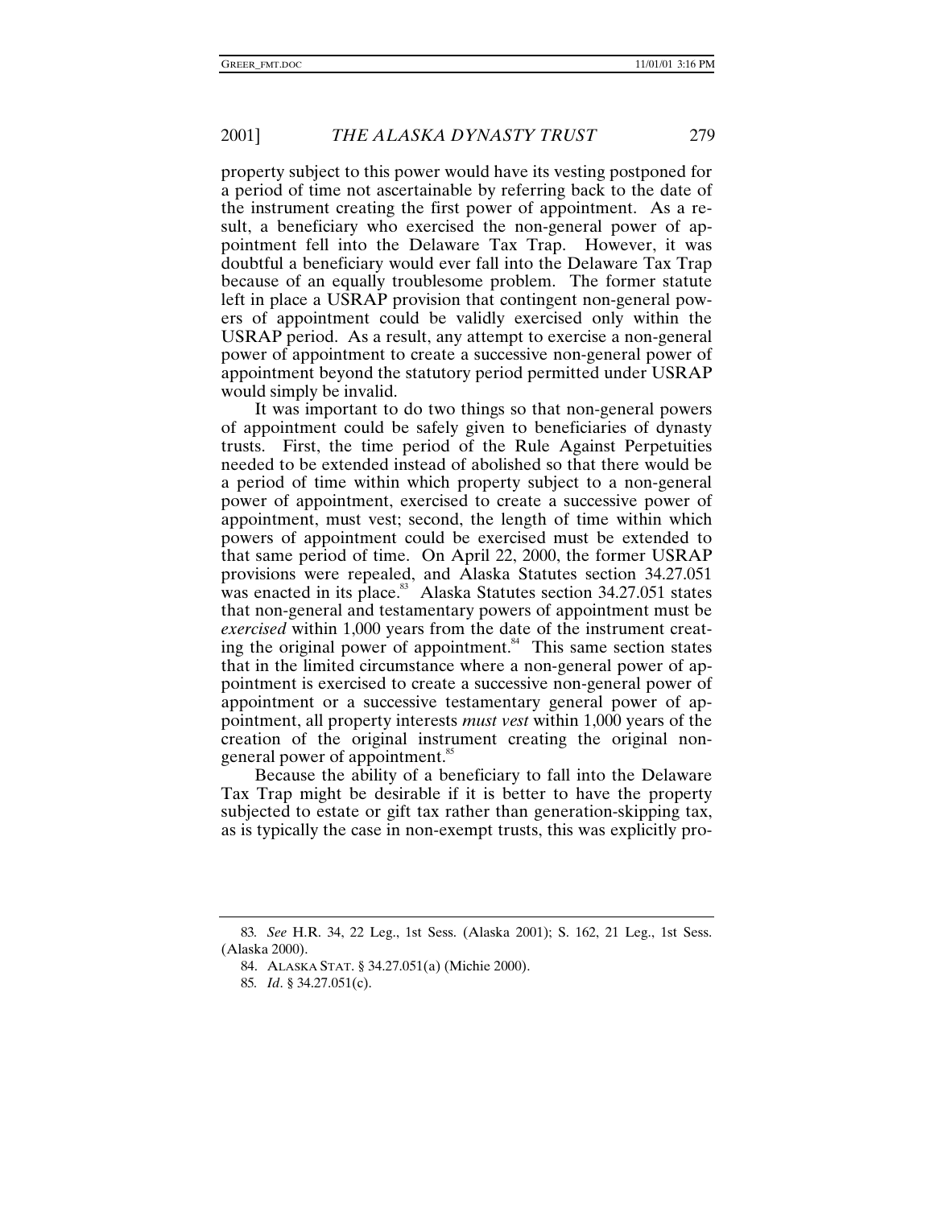property subject to this power would have its vesting postponed for a period of time not ascertainable by referring back to the date of the instrument creating the first power of appointment. As a result, a beneficiary who exercised the non-general power of appointment fell into the Delaware Tax Trap. However, it was doubtful a beneficiary would ever fall into the Delaware Tax Trap because of an equally troublesome problem. The former statute left in place a USRAP provision that contingent non-general powers of appointment could be validly exercised only within the USRAP period. As a result, any attempt to exercise a non-general power of appointment to create a successive non-general power of appointment beyond the statutory period permitted under USRAP would simply be invalid.

It was important to do two things so that non-general powers of appointment could be safely given to beneficiaries of dynasty trusts. First, the time period of the Rule Against Perpetuities needed to be extended instead of abolished so that there would be a period of time within which property subject to a non-general power of appointment, exercised to create a successive power of appointment, must vest; second, the length of time within which powers of appointment could be exercised must be extended to that same period of time. On April 22, 2000, the former USRAP provisions were repealed, and Alaska Statutes section 34.27.051 was enacted in its place.[83] Alaska Statutes section 34.27.051 states that non-general and testamentary powers of appointment must be *exercised* within 1,000 years from the date of the instrument creating the original power of appointment.[84] This same section states that in the limited circumstance where a non-general power of appointment is exercised to create a successive non-general power of appointment or a successive testamentary general power of appointment, all property interests *must vest* within 1,000 years of the creation of the original instrument creating the original non-general power of appointment.[85]

Because the ability of a beneficiary to fall into the Delaware Tax Trap might be desirable if it is better to have the property subjected to estate or gift tax rather than generation-skipping tax, as is typically the case in non-exempt trusts, this was explicitly pro-

---

83. *See* H.R. 34, 22 Leg., 1st Sess. (Alaska 2001); S. 162, 21 Leg., 1st Sess. (Alaska 2000).

84. ALASKA STAT. § 34.27.051(a) (Michie 2000).

85. *Id*. § 34.27.051(c).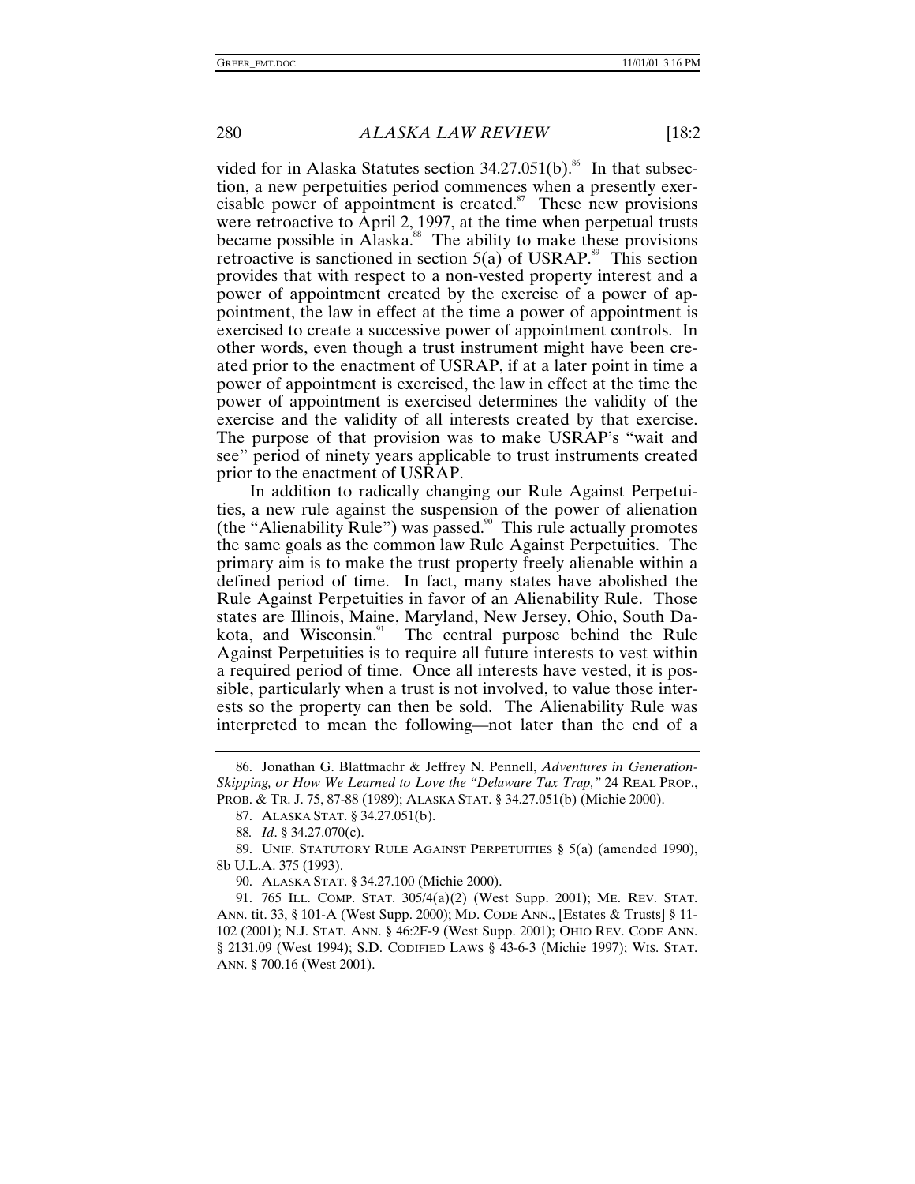vided for in Alaska Statutes section 34.27.051(b).[86] In that subsection, a new perpetuities period commences when a presently exercisable power of appointment is created.[87] These new provisions were retroactive to April 2, 1997, at the time when perpetual trusts became possible in Alaska.[88] The ability to make these provisions retroactive is sanctioned in section 5(a) of USRAP.[89] This section provides that with respect to a non-vested property interest and a power of appointment created by the exercise of a power of appointment, the law in effect at the time a power of appointment is exercised to create a successive power of appointment controls. In other words, even though a trust instrument might have been created prior to the enactment of USRAP, if at a later point in time a power of appointment is exercised, the law in effect at the time the power of appointment is exercised determines the validity of the exercise and the validity of all interests created by that exercise. The purpose of that provision was to make USRAP's "wait and see" period of ninety years applicable to trust instruments created prior to the enactment of USRAP.

In addition to radically changing our Rule Against Perpetuities, a new rule against the suspension of the power of alienation (the "Alienability Rule") was passed.[90] This rule actually promotes the same goals as the common law Rule Against Perpetuities. The primary aim is to make the trust property freely alienable within a defined period of time. In fact, many states have abolished the Rule Against Perpetuities in favor of an Alienability Rule. Those states are Illinois, Maine, Maryland, New Jersey, Ohio, South Dakota, and Wisconsin.[91] The central purpose behind the Rule Against Perpetuities is to require all future interests to vest within a required period of time. Once all interests have vested, it is possible, particularly when a trust is not involved, to value those interests so the property can then be sold. The Alienability Rule was interpreted to mean the following—not later than the end of a

---

86. Jonathan G. Blattmachr & Jeffrey N. Pennell, *Adventures in Generation-Skipping, or How We Learned to Love the "Delaware Tax Trap,"* 24 REAL PROP., PROB. & TR. J. 75, 87-88 (1989); ALASKA STAT. § 34.27.051(b) (Michie 2000).

87. ALASKA STAT. § 34.27.051(b).

88. *Id*. § 34.27.070(c).

89. UNIF. STATUTORY RULE AGAINST PERPETUITIES § 5(a) (amended 1990), 8b U.L.A. 375 (1993).

90. ALASKA STAT. § 34.27.100 (Michie 2000).

91. 765 ILL. COMP. STAT. 305/4(a)(2) (West Supp. 2001); ME. REV. STAT. ANN. tit. 33, § 101-A (West Supp. 2000); MD. CODE ANN., [Estates & Trusts] § 11-102 (2001); N.J. STAT. ANN. § 46:2F-9 (West Supp. 2001); OHIO REV. CODE ANN. § 2131.09 (West 1994); S.D. CODIFIED LAWS § 43-6-3 (Michie 1997); WIS. STAT. ANN. § 700.16 (West 2001).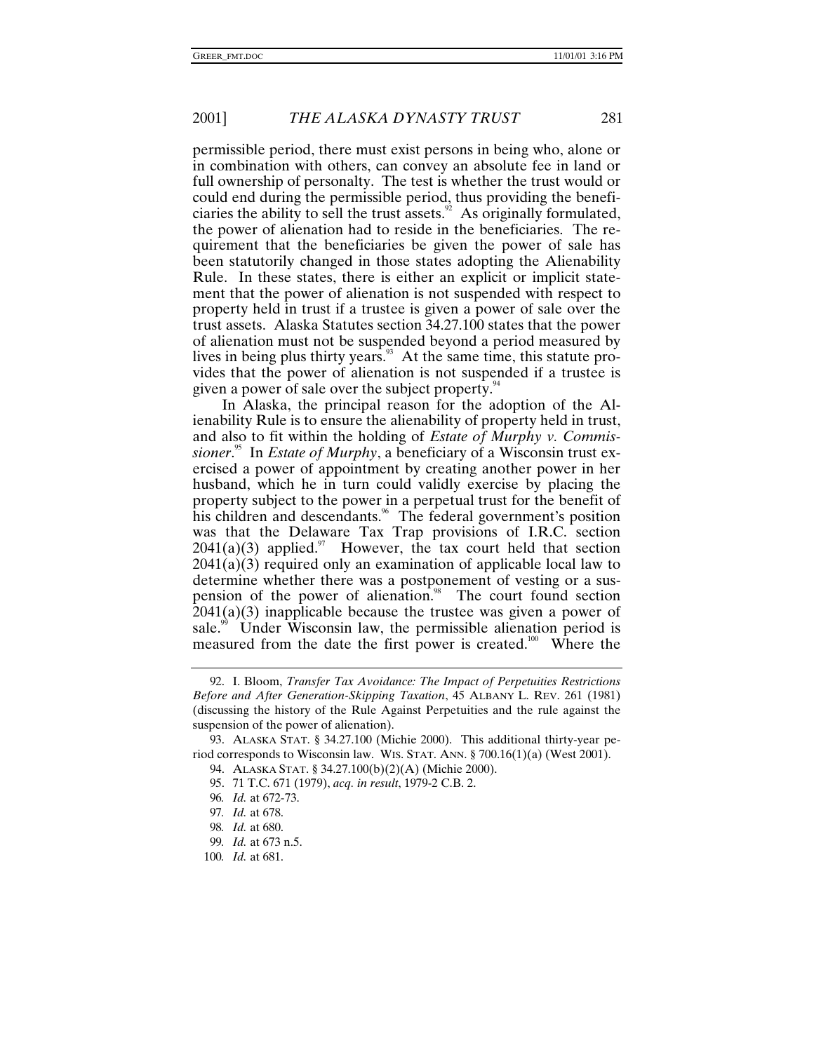permissible period, there must exist persons in being who, alone or in combination with others, can convey an absolute fee in land or full ownership of personalty. The test is whether the trust would or could end during the permissible period, thus providing the beneficiaries the ability to sell the trust assets.[92] As originally formulated, the power of alienation had to reside in the beneficiaries. The requirement that the beneficiaries be given the power of sale has been statutorily changed in those states adopting the Alienability Rule. In these states, there is either an explicit or implicit statement that the power of alienation is not suspended with respect to property held in trust if a trustee is given a power of sale over the trust assets. Alaska Statutes section 34.27.100 states that the power of alienation must not be suspended beyond a period measured by lives in being plus thirty years.[93] At the same time, this statute provides that the power of alienation is not suspended if a trustee is given a power of sale over the subject property.[94]

In Alaska, the principal reason for the adoption of the Alienability Rule is to ensure the alienability of property held in trust, and also to fit within the holding of *Estate of Murphy v. Commissioner*.[95] In *Estate of Murphy*, a beneficiary of a Wisconsin trust exercised a power of appointment by creating another power in her husband, which he in turn could validly exercise by placing the property subject to the power in a perpetual trust for the benefit of his children and descendants.[96] The federal government's position was that the Delaware Tax Trap provisions of I.R.C. section 2041(a)(3) applied.[97] However, the tax court held that section 2041(a)(3) required only an examination of applicable local law to determine whether there was a postponement of vesting or a suspension of the power of alienation.[98] The court found section 2041(a)(3) inapplicable because the trustee was given a power of sale.[99] Under Wisconsin law, the permissible alienation period is measured from the date the first power is created.[100] Where the

---

92. I. Bloom, *Transfer Tax Avoidance: The Impact of Perpetuities Restrictions Before and After Generation-Skipping Taxation*, 45 ALBANY L. REV. 261 (1981) (discussing the history of the Rule Against Perpetuities and the rule against the suspension of the power of alienation).

93. ALASKA STAT. § 34.27.100 (Michie 2000). This additional thirty-year period corresponds to Wisconsin law. WIS. STAT. ANN. § 700.16(1)(a) (West 2001).

94. ALASKA STAT. § 34.27.100(b)(2)(A) (Michie 2000).

95. 71 T.C. 671 (1979), *acq. in result*, 1979-2 C.B. 2.

96. *Id.* at 672-73.

97. *Id.* at 678.

98. *Id.* at 680.

99. *Id.* at 673 n.5.

100. *Id.* at 681.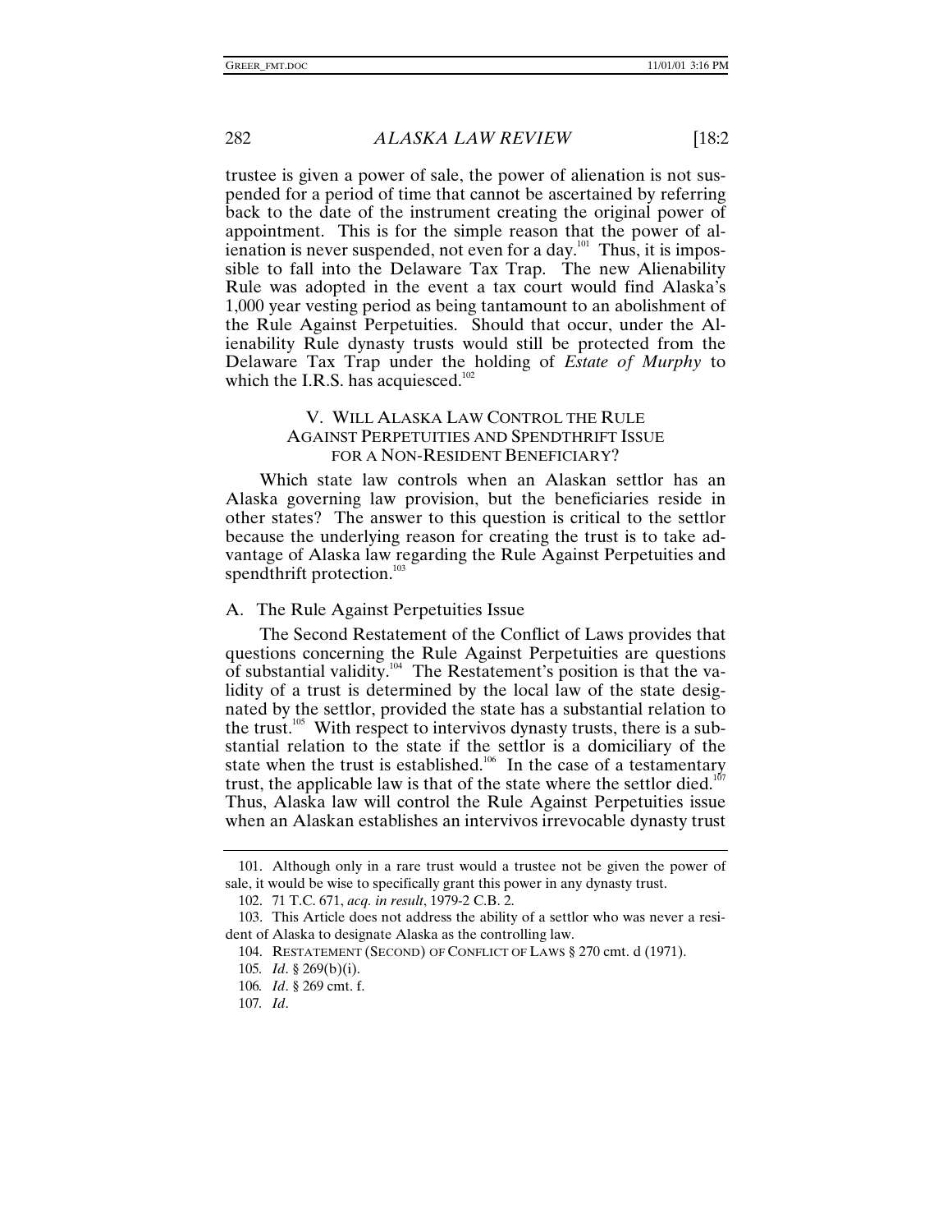trustee is given a power of sale, the power of alienation is not suspended for a period of time that cannot be ascertained by referring back to the date of the instrument creating the original power of appointment. This is for the simple reason that the power of alienation is never suspended, not even for a day.[101] Thus, it is impossible to fall into the Delaware Tax Trap. The new Alienability Rule was adopted in the event a tax court would find Alaska's 1,000 year vesting period as being tantamount to an abolishment of the Rule Against Perpetuities. Should that occur, under the Alienability Rule dynasty trusts would still be protected from the Delaware Tax Trap under the holding of *Estate of Murphy* to which the I.R.S. has acquiesced.[102]

## V. WILL ALASKA LAW CONTROL THE RULE AGAINST PERPETUITIES AND SPENDTHRIFT ISSUE FOR A NON-RESIDENT BENEFICIARY?

Which state law controls when an Alaskan settlor has an Alaska governing law provision, but the beneficiaries reside in other states? The answer to this question is critical to the settlor because the underlying reason for creating the trust is to take advantage of Alaska law regarding the Rule Against Perpetuities and spendthrift protection.[103]

### A. The Rule Against Perpetuities Issue

The Second Restatement of the Conflict of Laws provides that questions concerning the Rule Against Perpetuities are questions of substantial validity.[104] The Restatement's position is that the validity of a trust is determined by the local law of the state designated by the settlor, provided the state has a substantial relation to the trust.[105] With respect to intervivos dynasty trusts, there is a substantial relation to the state if the settlor is a domiciliary of the state when the trust is established.[106] In the case of a testamentary trust, the applicable law is that of the state where the settlor died.[107] Thus, Alaska law will control the Rule Against Perpetuities issue when an Alaskan establishes an intervivos irrevocable dynasty trust

---

101. Although only in a rare trust would a trustee not be given the power of sale, it would be wise to specifically grant this power in any dynasty trust.

102. 71 T.C. 671, *acq. in result*, 1979-2 C.B. 2.

103. This Article does not address the ability of a settlor who was never a resident of Alaska to designate Alaska as the controlling law.

104. RESTATEMENT (SECOND) OF CONFLICT OF LAWS § 270 cmt. d (1971).

105. *Id*. § 269(b)(i).

106. *Id*. § 269 cmt. f.

107. *Id*.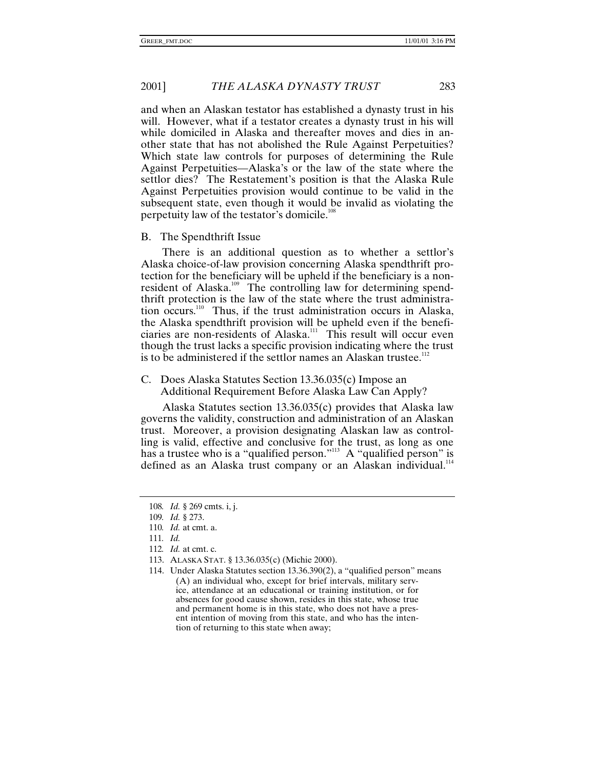and when an Alaskan testator has established a dynasty trust in his will. However, what if a testator creates a dynasty trust in his will while domiciled in Alaska and thereafter moves and dies in another state that has not abolished the Rule Against Perpetuities? Which state law controls for purposes of determining the Rule Against Perpetuities—Alaska's or the law of the state where the settlor dies? The Restatement's position is that the Alaska Rule Against Perpetuities provision would continue to be valid in the subsequent state, even though it would be invalid as violating the perpetuity law of the testator's domicile.[108]

### B. The Spendthrift Issue

There is an additional question as to whether a settlor's Alaska choice-of-law provision concerning Alaska spendthrift protection for the beneficiary will be upheld if the beneficiary is a nonresident of Alaska.[109] The controlling law for determining spendthrift protection is the law of the state where the trust administration occurs.[110] Thus, if the trust administration occurs in Alaska, the Alaska spendthrift provision will be upheld even if the beneficiaries are non-residents of Alaska.[111] This result will occur even though the trust lacks a specific provision indicating where the trust is to be administered if the settlor names an Alaskan trustee.[112]

### C. Does Alaska Statutes Section 13.36.035(c) Impose an Additional Requirement Before Alaska Law Can Apply?

Alaska Statutes section 13.36.035(c) provides that Alaska law governs the validity, construction and administration of an Alaskan trust. Moreover, a provision designating Alaskan law as controlling is valid, effective and conclusive for the trust, as long as one has a trustee who is a "qualified person."[113] A "qualified person" is defined as an Alaska trust company or an Alaskan individual.[114]

---

108. *Id.* § 269 cmts. i, j.

109. *Id.* § 273.

110. *Id.* at cmt. a.

111. *Id.*

112. *Id.* at cmt. c.

113. ALASKA STAT. § 13.36.035(c) (Michie 2000).

114. Under Alaska Statutes section 13.36.390(2), a "qualified person" means

> (A) an individual who, except for brief intervals, military service, attendance at an educational or training institution, or for absences for good cause shown, resides in this state, whose true and permanent home is in this state, who does not have a present intention of moving from this state, and who has the intention of returning to this state when away;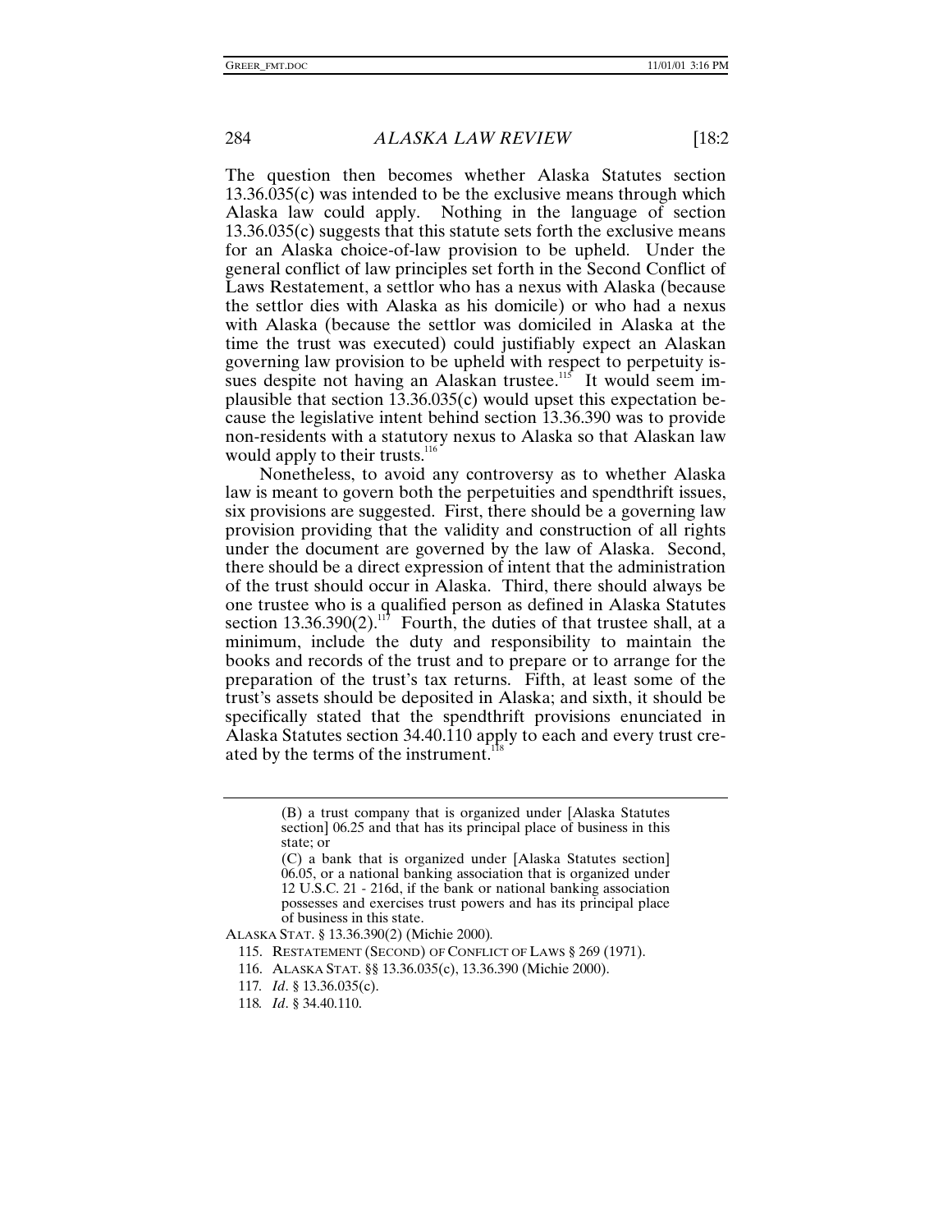The question then becomes whether Alaska Statutes section 13.36.035(c) was intended to be the exclusive means through which Alaska law could apply. Nothing in the language of section 13.36.035(c) suggests that this statute sets forth the exclusive means for an Alaska choice-of-law provision to be upheld. Under the general conflict of law principles set forth in the Second Conflict of Laws Restatement, a settlor who has a nexus with Alaska (because the settlor dies with Alaska as his domicile) or who had a nexus with Alaska (because the settlor was domiciled in Alaska at the time the trust was executed) could justifiably expect an Alaskan governing law provision to be upheld with respect to perpetuity issues despite not having an Alaskan trustee.[115] It would seem implausible that section 13.36.035(c) would upset this expectation because the legislative intent behind section 13.36.390 was to provide non-residents with a statutory nexus to Alaska so that Alaskan law would apply to their trusts.[116]

Nonetheless, to avoid any controversy as to whether Alaska law is meant to govern both the perpetuities and spendthrift issues, six provisions are suggested. First, there should be a governing law provision providing that the validity and construction of all rights under the document are governed by the law of Alaska. Second, there should be a direct expression of intent that the administration of the trust should occur in Alaska. Third, there should always be one trustee who is a qualified person as defined in Alaska Statutes section 13.36.390(2).[117] Fourth, the duties of that trustee shall, at a minimum, include the duty and responsibility to maintain the books and records of the trust and to prepare or to arrange for the preparation of the trust's tax returns. Fifth, at least some of the trust's assets should be deposited in Alaska; and sixth, it should be specifically stated that the spendthrift provisions enunciated in Alaska Statutes section 34.40.110 apply to each and every trust created by the terms of the instrument.[118]

---

> (B) a trust company that is organized under [Alaska Statutes section] 06.25 and that has its principal place of business in this state; or
>
> (C) a bank that is organized under [Alaska Statutes section] 06.05, or a national banking association that is organized under 12 U.S.C. 21 - 216d, if the bank or national banking association possesses and exercises trust powers and has its principal place of business in this state.

ALASKA STAT. § 13.36.390(2) (Michie 2000).

115. RESTATEMENT (SECOND) OF CONFLICT OF LAWS § 269 (1971).

116. ALASKA STAT. §§ 13.36.035(c), 13.36.390 (Michie 2000).

117. *Id*. § 13.36.035(c).

118. *Id*. § 34.40.110.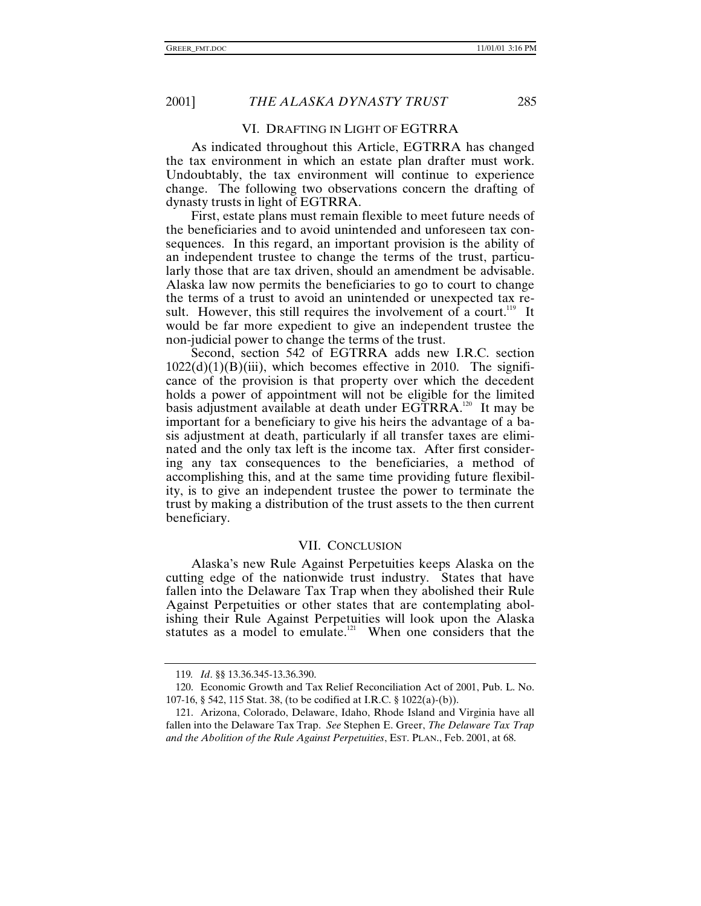## VI. DRAFTING IN LIGHT OF EGTRRA

As indicated throughout this Article, EGTRRA has changed the tax environment in which an estate plan drafter must work. Undoubtably, the tax environment will continue to experience change. The following two observations concern the drafting of dynasty trusts in light of EGTRRA.

First, estate plans must remain flexible to meet future needs of the beneficiaries and to avoid unintended and unforeseen tax consequences. In this regard, an important provision is the ability of an independent trustee to change the terms of the trust, particularly those that are tax driven, should an amendment be advisable. Alaska law now permits the beneficiaries to go to court to change the terms of a trust to avoid an unintended or unexpected tax result. However, this still requires the involvement of a court.[119] It would be far more expedient to give an independent trustee the non-judicial power to change the terms of the trust.

Second, section 542 of EGTRRA adds new I.R.C. section 1022(d)(1)(B)(iii), which becomes effective in 2010. The significance of the provision is that property over which the decedent holds a power of appointment will not be eligible for the limited basis adjustment available at death under EGTRRA.[120] It may be important for a beneficiary to give his heirs the advantage of a basis adjustment at death, particularly if all transfer taxes are eliminated and the only tax left is the income tax. After first considering any tax consequences to the beneficiaries, a method of accomplishing this, and at the same time providing future flexibility, is to give an independent trustee the power to terminate the trust by making a distribution of the trust assets to the then current beneficiary.

## VII. CONCLUSION

Alaska's new Rule Against Perpetuities keeps Alaska on the cutting edge of the nationwide trust industry. States that have fallen into the Delaware Tax Trap when they abolished their Rule Against Perpetuities or other states that are contemplating abolishing their Rule Against Perpetuities will look upon the Alaska statutes as a model to emulate.[121] When one considers that the

---

119. *Id*. §§ 13.36.345-13.36.390.

120. Economic Growth and Tax Relief Reconciliation Act of 2001, Pub. L. No. 107-16, § 542, 115 Stat. 38, (to be codified at I.R.C. § 1022(a)-(b)).

121. Arizona, Colorado, Delaware, Idaho, Rhode Island and Virginia have all fallen into the Delaware Tax Trap. *See* Stephen E. Greer, *The Delaware Tax Trap and the Abolition of the Rule Against Perpetuities*, EST. PLAN., Feb. 2001, at 68.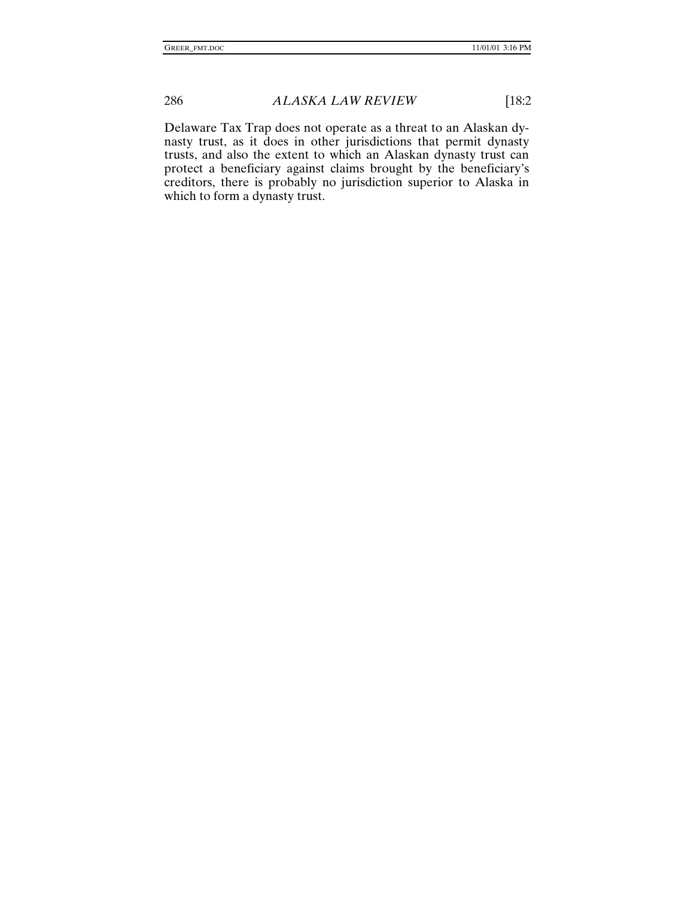Delaware Tax Trap does not operate as a threat to an Alaskan dynasty trust, as it does in other jurisdictions that permit dynasty trusts, and also the extent to which an Alaskan dynasty trust can protect a beneficiary against claims brought by the beneficiary's creditors, there is probably no jurisdiction superior to Alaska in which to form a dynasty trust.